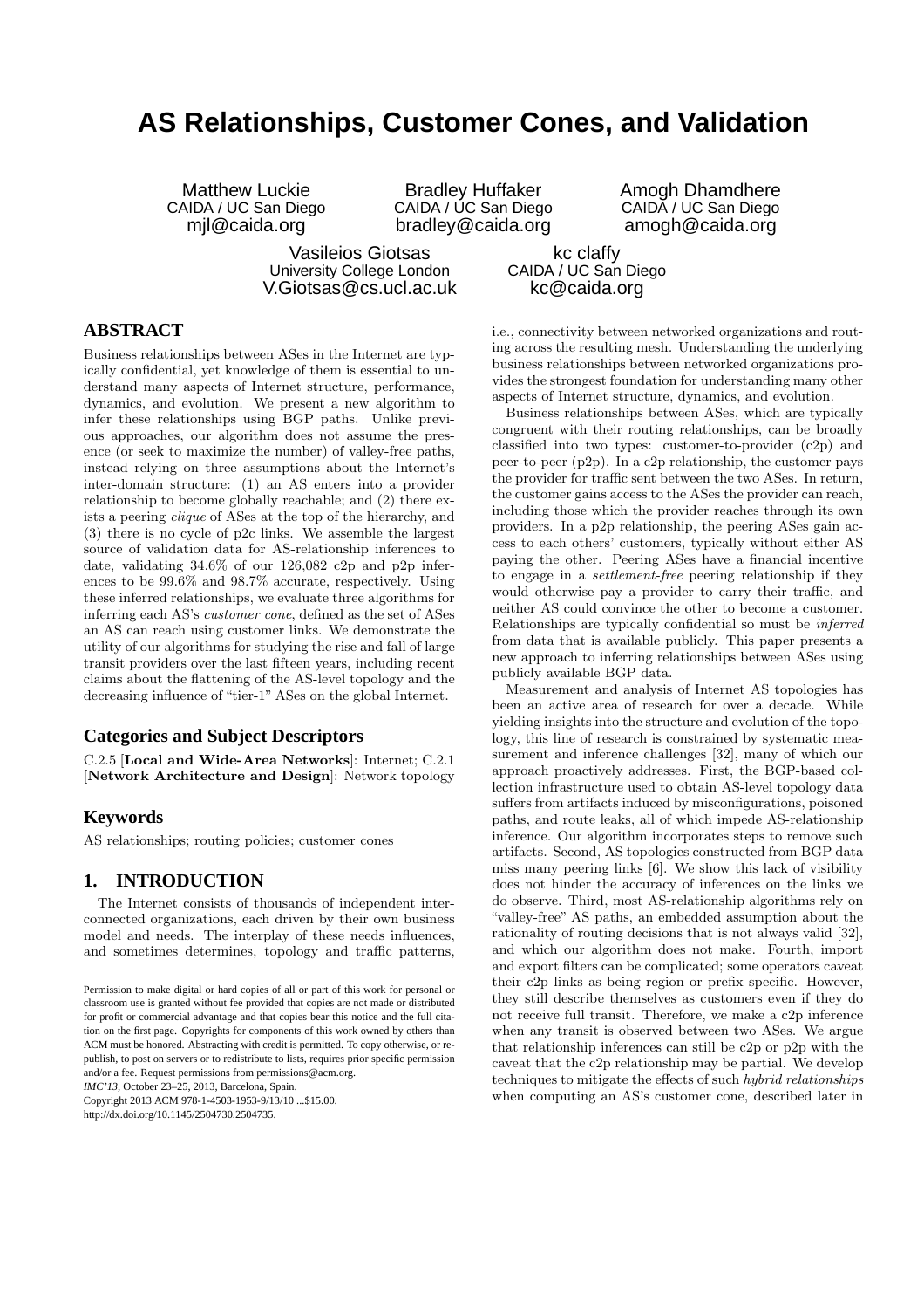# AS Relationships, Customer Cones, and Validation

Matthew Luckie
CAIDA / UC San Diego
mjl@caida.org

Bradley Huffaker
CAIDA / UC San Diego
bradley@caida.org

Amogh Dhamdhere
CAIDA / UC San Diego
amogh@caida.org

Vasileios Giotsas
University College London
V.Giotsas@cs.ucl.ac.uk

kc claffy
CAIDA / UC San Diego
kc@caida.org

## ABSTRACT

Business relationships between ASes in the Internet are typically confidential, yet knowledge of them is essential to understand many aspects of Internet structure, performance, dynamics, and evolution. We present a new algorithm to infer these relationships using BGP paths. Unlike previous approaches, our algorithm does not assume the presence (or seek to maximize the number) of valley-free paths, instead relying on three assumptions about the Internet's inter-domain structure: (1) an AS enters into a provider relationship to become globally reachable; and (2) there exists a peering *clique* of ASes at the top of the hierarchy, and (3) there is no cycle of p2c links. We assemble the largest source of validation data for AS-relationship inferences to date, validating 34.6% of our 126,082 c2p and p2p inferences to be 99.6% and 98.7% accurate, respectively. Using these inferred relationships, we evaluate three algorithms for inferring each AS's *customer cone*, defined as the set of ASes an AS can reach using customer links. We demonstrate the utility of our algorithms for studying the rise and fall of large transit providers over the last fifteen years, including recent claims about the flattening of the AS-level topology and the decreasing influence of "tier-1" ASes on the global Internet.

### Categories and Subject Descriptors

C.2.5 [**Local and Wide-Area Networks**]: Internet; C.2.1 [**Network Architecture and Design**]: Network topology

### Keywords

AS relationships; routing policies; customer cones

## 1. INTRODUCTION

The Internet consists of thousands of independent interconnected organizations, each driven by their own business model and needs. The interplay of these needs influences, and sometimes determines, topology and traffic patterns, i.e., connectivity between networked organizations and routing across the resulting mesh. Understanding the underlying business relationships between networked organizations provides the strongest foundation for understanding many other aspects of Internet structure, dynamics, and evolution.

Business relationships between ASes, which are typically congruent with their routing relationships, can be broadly classified into two types: customer-to-provider (c2p) and peer-to-peer (p2p). In a c2p relationship, the customer pays the provider for traffic sent between the two ASes. In return, the customer gains access to the ASes the provider can reach, including those which the provider reaches through its own providers. In a p2p relationship, the peering ASes gain access to each others' customers, typically without either AS paying the other. Peering ASes have a financial incentive to engage in a *settlement-free* peering relationship if they would otherwise pay a provider to carry their traffic, and neither AS could convince the other to become a customer. Relationships are typically confidential so must be *inferred* from data that is available publicly. This paper presents a new approach to inferring relationships between ASes using publicly available BGP data.

Measurement and analysis of Internet AS topologies has been an active area of research for over a decade. While yielding insights into the structure and evolution of the topology, this line of research is constrained by systematic measurement and inference challenges [32], many of which our approach proactively addresses. First, the BGP-based collection infrastructure used to obtain AS-level topology data suffers from artifacts induced by misconfigurations, poisoned paths, and route leaks, all of which impede AS-relationship inference. Our algorithm incorporates steps to remove such artifacts. Second, AS topologies constructed from BGP data miss many peering links [6]. We show this lack of visibility does not hinder the accuracy of inferences on the links we do observe. Third, most AS-relationship algorithms rely on "valley-free" AS paths, an embedded assumption about the rationality of routing decisions that is not always valid [32], and which our algorithm does not make. Fourth, import and export filters can be complicated; some operators caveat their c2p links as being region or prefix specific. However, they still describe themselves as customers even if they do not receive full transit. Therefore, we make a c2p inference when any transit is observed between two ASes. We argue that relationship inferences can still be c2p or p2p with the caveat that the c2p relationship may be partial. We develop techniques to mitigate the effects of such *hybrid relationships* when computing an AS's customer cone, described later in

Permission to make digital or hard copies of all or part of this work for personal or classroom use is granted without fee provided that copies are not made or distributed for profit or commercial advantage and that copies bear this notice and the full citation on the first page. Copyrights for components of this work owned by others than ACM must be honored. Abstracting with credit is permitted. To copy otherwise, or republish, to post on servers or to redistribute to lists, requires prior specific permission and/or a fee. Request permissions from permissions@acm.org.
*IMC'13,* October 23–25, 2013, Barcelona, Spain.
Copyright 2013 ACM 978-1-4503-1953-9/13/10 ...$15.00.
http://dx.doi.org/10.1145/2504730.2504735.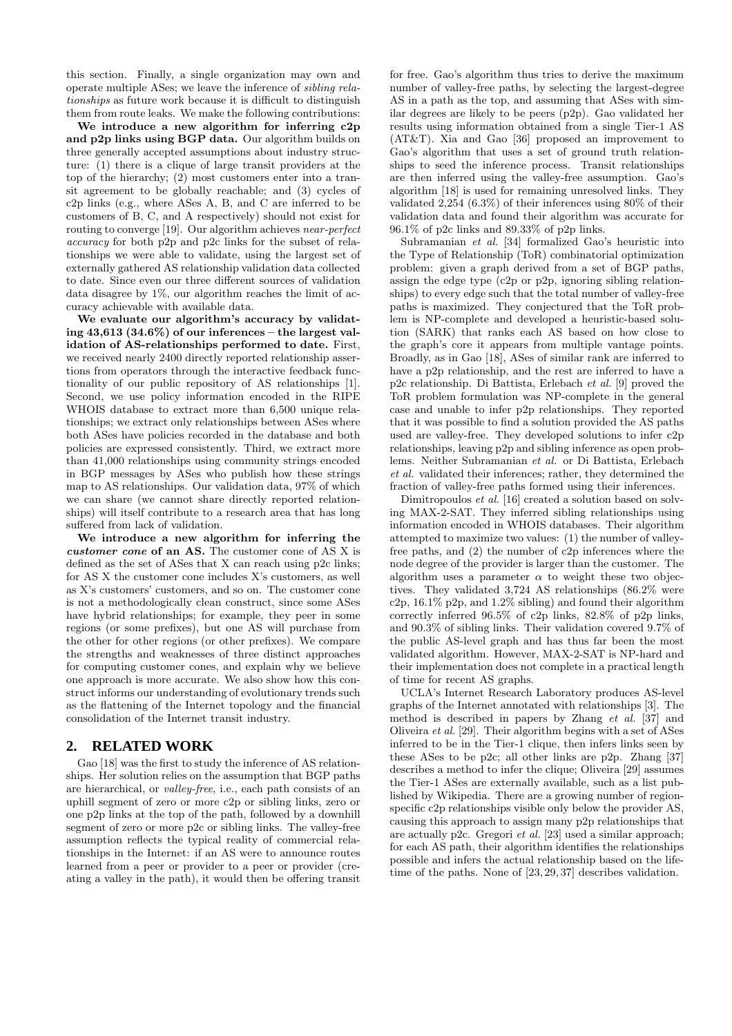this section. Finally, a single organization may own and operate multiple ASes; we leave the inference of *sibling relationships* as future work because it is difficult to distinguish them from route leaks. We make the following contributions:

**We introduce a new algorithm for inferring c2p and p2p links using BGP data.** Our algorithm builds on three generally accepted assumptions about industry structure: (1) there is a clique of large transit providers at the top of the hierarchy; (2) most customers enter into a transit agreement to be globally reachable; and (3) cycles of c2p links (e.g., where ASes A, B, and C are inferred to be customers of B, C, and A respectively) should not exist for routing to converge [19]. Our algorithm achieves *near-perfect accuracy* for both p2p and p2c links for the subset of relationships we were able to validate, using the largest set of externally gathered AS relationship validation data collected to date. Since even our three different sources of validation data disagree by 1%, our algorithm reaches the limit of accuracy achievable with available data.

**We evaluate our algorithm's accuracy by validating 43,613 (34.6%) of our inferences – the largest validation of AS-relationships performed to date.** First, we received nearly 2400 directly reported relationship assertions from operators through the interactive feedback functionality of our public repository of AS relationships [1]. Second, we use policy information encoded in the RIPE WHOIS database to extract more than 6,500 unique relationships; we extract only relationships between ASes where both ASes have policies recorded in the database and both policies are expressed consistently. Third, we extract more than 41,000 relationships using community strings encoded in BGP messages by ASes who publish how these strings map to AS relationships. Our validation data, 97% of which we can share (we cannot share directly reported relationships) will itself contribute to a research area that has long suffered from lack of validation.

**We introduce a new algorithm for inferring the *customer cone* of an AS.** The customer cone of AS X is defined as the set of ASes that X can reach using p2c links; for AS X the customer cone includes X's customers, as well as X's customers' customers, and so on. The customer cone is not a methodologically clean construct, since some ASes have hybrid relationships; for example, they peer in some regions (or some prefixes), but one AS will purchase from the other for other regions (or other prefixes). We compare the strengths and weaknesses of three distinct approaches for computing customer cones, and explain why we believe one approach is more accurate. We also show how this construct informs our understanding of evolutionary trends such as the flattening of the Internet topology and the financial consolidation of the Internet transit industry.

## 2. RELATED WORK

Gao [18] was the first to study the inference of AS relationships. Her solution relies on the assumption that BGP paths are hierarchical, or *valley-free*, i.e., each path consists of an uphill segment of zero or more c2p or sibling links, zero or one p2p links at the top of the path, followed by a downhill segment of zero or more p2c or sibling links. The valley-free assumption reflects the typical reality of commercial relationships in the Internet: if an AS were to announce routes learned from a peer or provider to a peer or provider (creating a valley in the path), it would then be offering transit for free. Gao's algorithm thus tries to derive the maximum number of valley-free paths, by selecting the largest-degree AS in a path as the top, and assuming that ASes with similar degrees are likely to be peers (p2p). Gao validated her results using information obtained from a single Tier-1 AS (AT&T). Xia and Gao [36] proposed an improvement to Gao's algorithm that uses a set of ground truth relationships to seed the inference process. Transit relationships are then inferred using the valley-free assumption. Gao's algorithm [18] is used for remaining unresolved links. They validated 2,254 (6.3%) of their inferences using 80% of their validation data and found their algorithm was accurate for 96.1% of p2c links and 89.33% of p2p links.

Subramanian *et al.* [34] formalized Gao's heuristic into the Type of Relationship (ToR) combinatorial optimization problem: given a graph derived from a set of BGP paths, assign the edge type (c2p or p2p, ignoring sibling relationships) to every edge such that the total number of valley-free paths is maximized. They conjectured that the ToR problem is NP-complete and developed a heuristic-based solution (SARK) that ranks each AS based on how close to the graph's core it appears from multiple vantage points. Broadly, as in Gao [18], ASes of similar rank are inferred to have a p2p relationship, and the rest are inferred to have a p2c relationship. Di Battista, Erlebach *et al.* [9] proved the ToR problem formulation was NP-complete in the general case and unable to infer p2p relationships. They reported that it was possible to find a solution provided the AS paths used are valley-free. They developed solutions to infer c2p relationships, leaving p2p and sibling inference as open problems. Neither Subramanian *et al.* or Di Battista, Erlebach *et al.* validated their inferences; rather, they determined the fraction of valley-free paths formed using their inferences.

Dimitropoulos *et al.* [16] created a solution based on solving MAX-2-SAT. They inferred sibling relationships using information encoded in WHOIS databases. Their algorithm attempted to maximize two values: (1) the number of valley-free paths, and (2) the number of c2p inferences where the node degree of the provider is larger than the customer. The algorithm uses a parameter $\alpha$ to weight these two objectives. They validated 3,724 AS relationships (86.2% were c2p, 16.1% p2p, and 1.2% sibling) and found their algorithm correctly inferred 96.5% of c2p links, 82.8% of p2p links, and 90.3% of sibling links. Their validation covered 9.7% of the public AS-level graph and has thus far been the most validated algorithm. However, MAX-2-SAT is NP-hard and their implementation does not complete in a practical length of time for recent AS graphs.

UCLA's Internet Research Laboratory produces AS-level graphs of the Internet annotated with relationships [3]. The method is described in papers by Zhang *et al.* [37] and Oliveira *et al.* [29]. Their algorithm begins with a set of ASes inferred to be in the Tier-1 clique, then infers links seen by these ASes to be p2c; all other links are p2p. Zhang [37] describes a method to infer the clique; Oliveira [29] assumes the Tier-1 ASes are externally available, such as a list published by Wikipedia. There are a growing number of region-specific c2p relationships visible only below the provider AS, causing this approach to assign many p2p relationships that are actually p2c. Gregori *et al.* [23] used a similar approach; for each AS path, their algorithm identifies the relationships possible and infers the actual relationship based on the lifetime of the paths. None of [23, 29, 37] describes validation.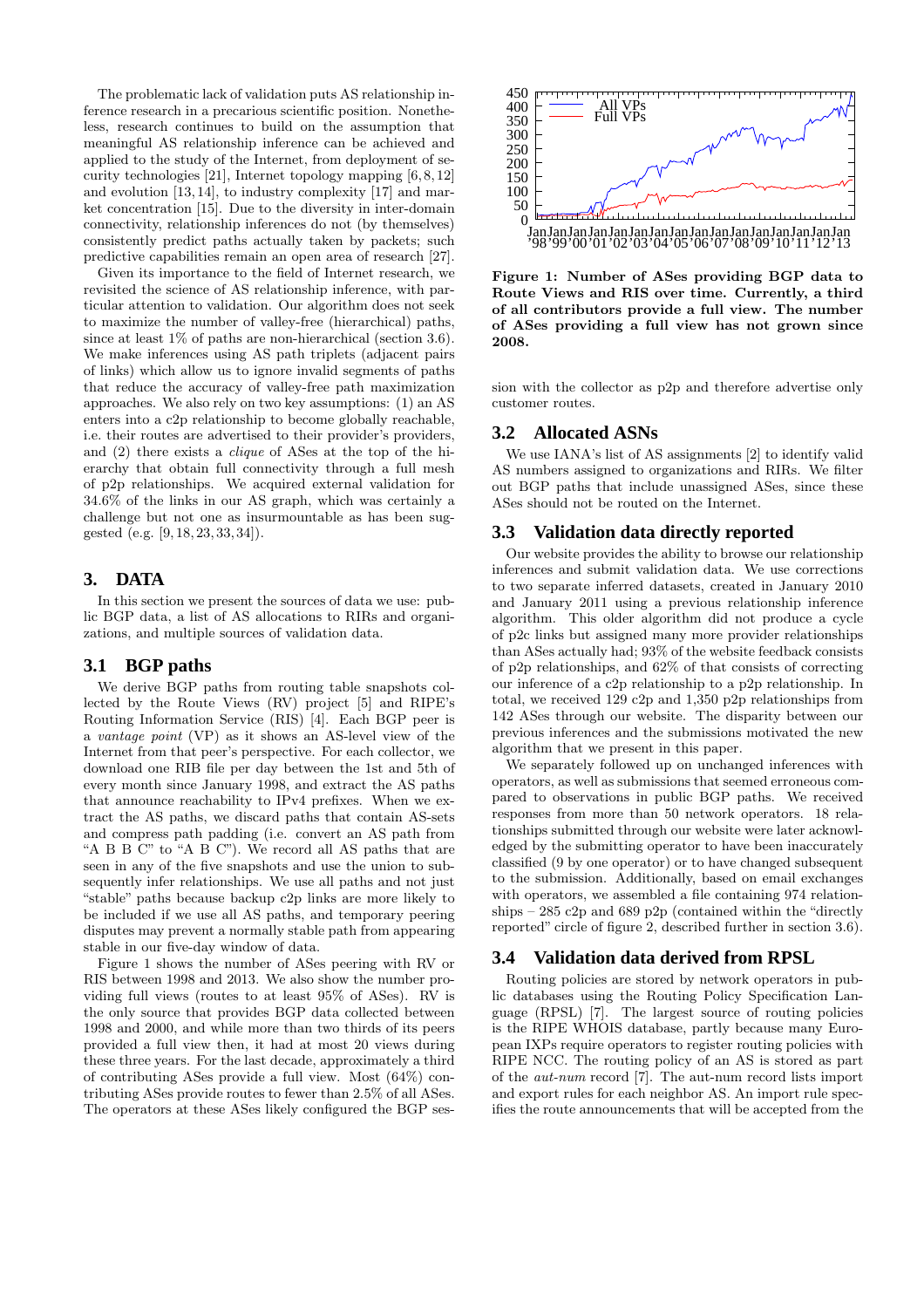The problematic lack of validation puts AS relationship inference research in a precarious scientific position. Nonetheless, research continues to build on the assumption that meaningful AS relationship inference can be achieved and applied to the study of the Internet, from deployment of security technologies [21], Internet topology mapping [6, 8, 12] and evolution [13, 14], to industry complexity [17] and market concentration [15]. Due to the diversity in inter-domain connectivity, relationship inferences do not (by themselves) consistently predict paths actually taken by packets; such predictive capabilities remain an open area of research [27].

Given its importance to the field of Internet research, we revisited the science of AS relationship inference, with particular attention to validation. Our algorithm does not seek to maximize the number of valley-free (hierarchical) paths, since at least 1% of paths are non-hierarchical (section 3.6). We make inferences using AS path triplets (adjacent pairs of links) which allow us to ignore invalid segments of paths that reduce the accuracy of valley-free path maximization approaches. We also rely on two key assumptions: (1) an AS enters into a c2p relationship to become globally reachable, i.e. their routes are advertised to their provider's providers, and (2) there exists a *clique* of ASes at the top of the hierarchy that obtain full connectivity through a full mesh of p2p relationships. We acquired external validation for 34.6% of the links in our AS graph, which was certainly a challenge but not one as insurmountable as has been suggested (e.g. [9, 18, 23, 33, 34]).

# 3. DATA

In this section we present the sources of data we use: public BGP data, a list of AS allocations to RIRs and organizations, and multiple sources of validation data.

## 3.1 BGP paths

We derive BGP paths from routing table snapshots collected by the Route Views (RV) project [5] and RIPE's Routing Information Service (RIS) [4]. Each BGP peer is a *vantage point* (VP) as it shows an AS-level view of the Internet from that peer's perspective. For each collector, we download one RIB file per day between the 1st and 5th of every month since January 1998, and extract the AS paths that announce reachability to IPv4 prefixes. When we extract the AS paths, we discard paths that contain AS-sets and compress path padding (i.e. convert an AS path from "A B B C" to "A B C"). We record all AS paths that are seen in any of the five snapshots and use the union to subsequently infer relationships. We use all paths and not just "stable" paths because backup c2p links are more likely to be included if we use all AS paths, and temporary peering disputes may prevent a normally stable path from appearing stable in our five-day window of data.

Figure 1 shows the number of ASes peering with RV or RIS between 1998 and 2013. We also show the number providing full views (routes to at least 95% of ASes). RV is the only source that provides BGP data collected between 1998 and 2000, and while more than two thirds of its peers provided a full view then, it had at most 20 views during these three years. For the last decade, approximately a third of contributing ASes provide a full view. Most (64%) contributing ASes provide routes to fewer than 2.5% of all ASes. The operators at these ASes likely configured the BGP session with the collector as p2p and therefore advertise only customer routes.

**Figure 1: Number of ASes providing BGP data to Route Views and RIS over time. Currently, a third of all contributors provide a full view. The number of ASes providing a full view has not grown since 2008.**

## 3.2 Allocated ASNs

We use IANA's list of AS assignments [2] to identify valid AS numbers assigned to organizations and RIRs. We filter out BGP paths that include unassigned ASes, since these ASes should not be routed on the Internet.

## 3.3 Validation data directly reported

Our website provides the ability to browse our relationship inferences and submit validation data. We use corrections to two separate inferred datasets, created in January 2010 and January 2011 using a previous relationship inference algorithm. This older algorithm did not produce a cycle of p2c links but assigned many more provider relationships than ASes actually had; 93% of the website feedback consists of p2p relationships, and 62% of that consists of correcting our inference of a c2p relationship to a p2p relationship. In total, we received 129 c2p and 1,350 p2p relationships from 142 ASes through our website. The disparity between our previous inferences and the submissions motivated the new algorithm that we present in this paper.

We separately followed up on unchanged inferences with operators, as well as submissions that seemed erroneous compared to observations in public BGP paths. We received responses from more than 50 network operators. 18 relationships submitted through our website were later acknowledged by the submitting operator to have been inaccurately classified (9 by one operator) or to have changed subsequent to the submission. Additionally, based on email exchanges with operators, we assembled a file containing 974 relationships – 285 c2p and 689 p2p (contained within the "directly reported" circle of figure 2, described further in section 3.6).

## 3.4 Validation data derived from RPSL

Routing policies are stored by network operators in public databases using the Routing Policy Specification Language (RPSL) [7]. The largest source of routing policies is the RIPE WHOIS database, partly because many European IXPs require operators to register routing policies with RIPE NCC. The routing policy of an AS is stored as part of the *aut-num* record [7]. The aut-num record lists import and export rules for each neighbor AS. An import rule specifies the route announcements that will be accepted from the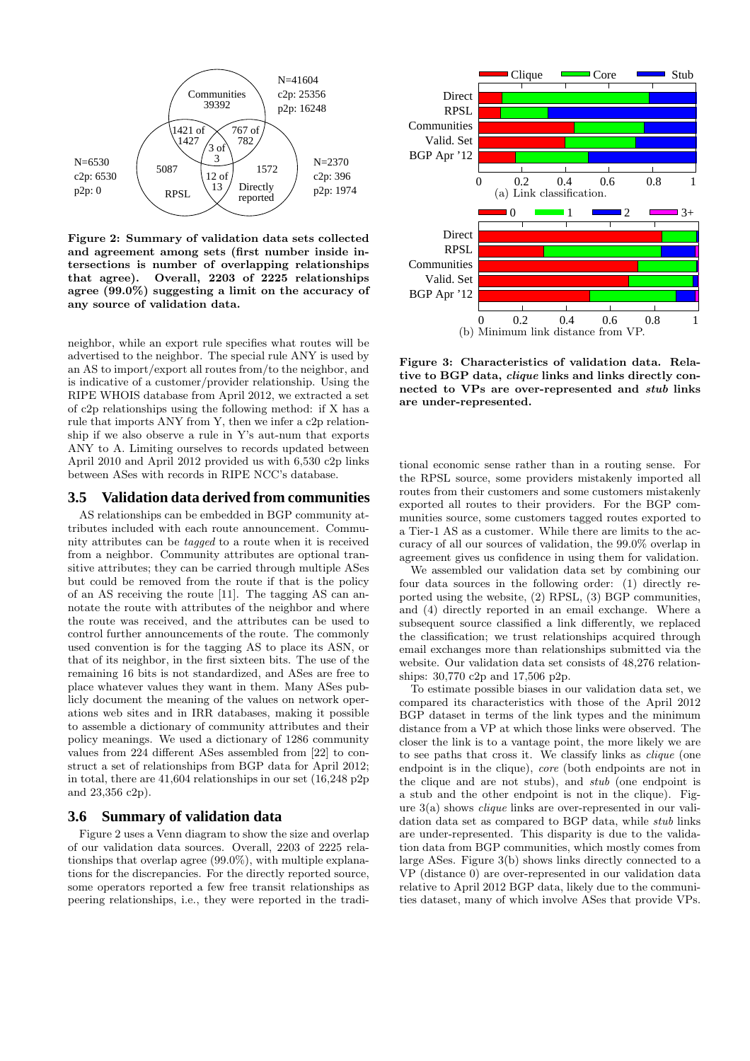neighbor, while an export rule specifies what routes will be advertised to the neighbor. The special rule ANY is used by an AS to import/export all routes from/to the neighbor, and is indicative of a customer/provider relationship. Using the RIPE WHOIS database from April 2012, we extracted a set of c2p relationships using the following method: if X has a rule that imports ANY from Y, then we infer a c2p relationship if we also observe a rule in Y's aut-num that exports ANY to A. Limiting ourselves to records updated between April 2010 and April 2012 provided us with 6,530 c2p links between ASes with records in RIPE NCC's database.

Figure 2: Summary of validation data sets collected and agreement among sets (first number inside intersections is number of overlapping relationships that agree). Overall, 2203 of 2225 relationships agree (99.0%) suggesting a limit on the accuracy of any source of validation data.

Figure 3: Characteristics of validation data. Relative to BGP data, *clique* links and links directly connected to VPs are over-represented and *stub* links are under-represented.

## 3.5 Validation data derived from communities

AS relationships can be embedded in BGP community attributes included with each route announcement. Community attributes can be *tagged* to a route when it is received from a neighbor. Community attributes are optional transitive attributes; they can be carried through multiple ASes but could be removed from the route if that is the policy of an AS receiving the route [11]. The tagging AS can annotate the route with attributes of the neighbor and where the route was received, and the attributes can be used to control further announcements of the route. The commonly used convention is for the tagging AS to place its ASN, or that of its neighbor, in the first sixteen bits. The use of the remaining 16 bits is not standardized, and ASes are free to place whatever values they want in them. Many ASes publicly document the meaning of the values on network operations web sites and in IRR databases, making it possible to assemble a dictionary of community attributes and their policy meanings. We used a dictionary of 1286 community values from 224 different ASes assembled from [22] to construct a set of relationships from BGP data for April 2012; in total, there are 41,604 relationships in our set (16,248 p2p and 23,356 c2p).

## 3.6 Summary of validation data

Figure 2 uses a Venn diagram to show the size and overlap of our validation data sources. Overall, 2203 of 2225 relationships that overlap agree (99.0%), with multiple explanations for the discrepancies. For the directly reported source, some operators reported a few free transit relationships as peering relationships, i.e., they were reported in the traditional economic sense rather than in a routing sense. For the RPSL source, some providers mistakenly imported all routes from their customers and some customers mistakenly exported all routes to their providers. For the BGP communities source, some customers tagged routes exported to a Tier-1 AS as a customer. While there are limits to the accuracy of all our sources of validation, the 99.0% overlap in agreement gives us confidence in using them for validation.

We assembled our validation data set by combining our four data sources in the following order: (1) directly reported using the website, (2) RPSL, (3) BGP communities, and (4) directly reported in an email exchange. Where a subsequent source classified a link differently, we replaced the classification; we trust relationships acquired through email exchanges more than relationships submitted via the website. Our validation data set consists of 48,276 relationships: 30,770 c2p and 17,506 p2p.

To estimate possible biases in our validation data set, we compared its characteristics with those of the April 2012 BGP dataset in terms of the link types and the minimum distance from a VP at which those links were observed. The closer the link is to a vantage point, the more likely we are to see paths that cross it. We classify links as *clique* (one endpoint is in the clique), *core* (both endpoints are not in the clique and are not stubs), and *stub* (one endpoint is a stub and the other endpoint is not in the clique). Figure 3(a) shows *clique* links are over-represented in our validation data set as compared to BGP data, while *stub* links are under-represented. This disparity is due to the validation data from BGP communities, which mostly comes from large ASes. Figure 3(b) shows links directly connected to a VP (distance 0) are over-represented in our validation data relative to April 2012 BGP data, likely due to the communities dataset, many of which involve ASes that provide VPs.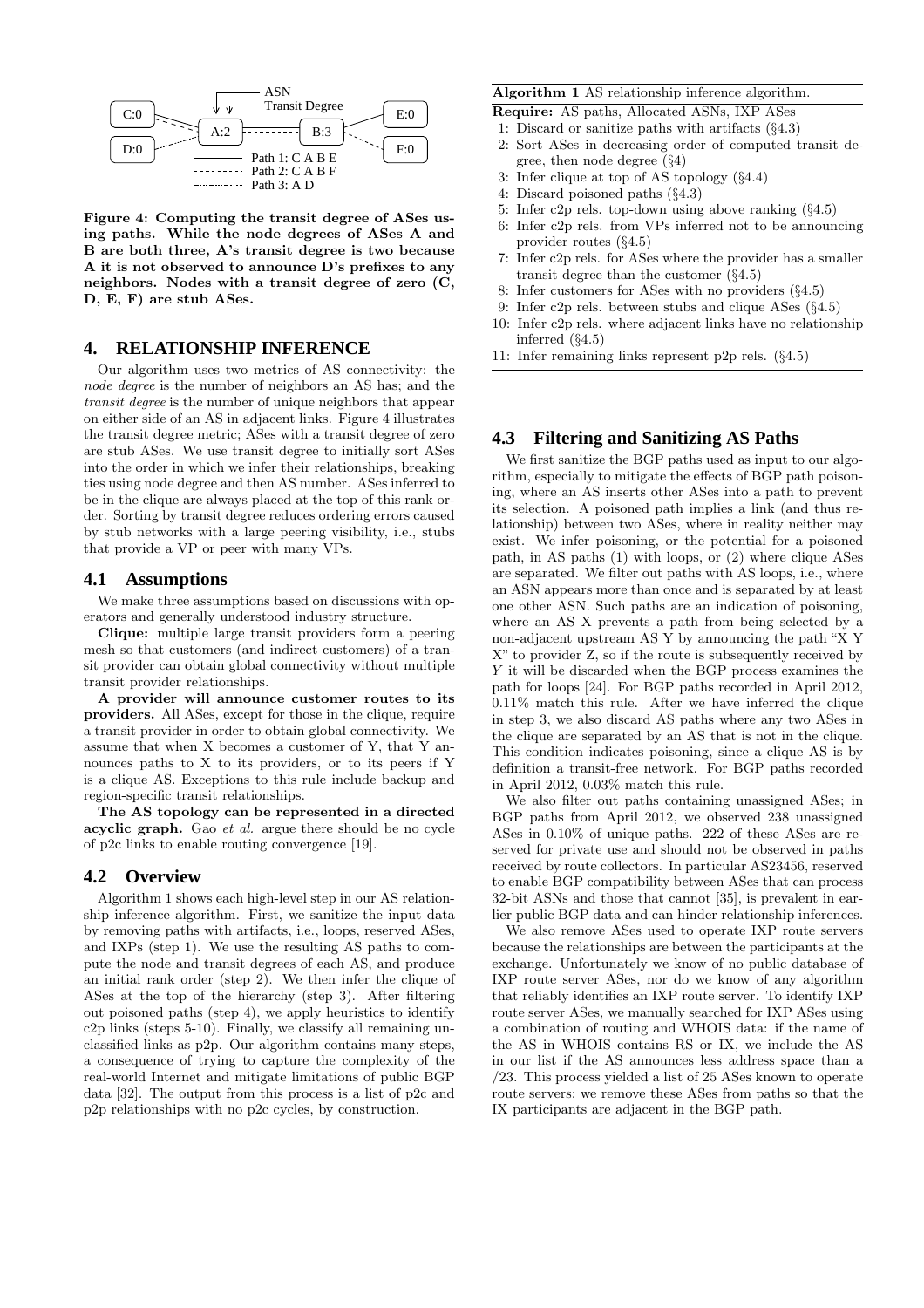ASN
Transit Degree
C:0
D:0
A:2
B:3
E:0
F:0
Path 1: C A B E
Path 2: C A B F
Path 3: A D

**Figure 4: Computing the transit degree of ASes using paths. While the node degrees of ASes A and B are both three, A's transit degree is two because A it is not observed to announce D's prefixes to any neighbors. Nodes with a transit degree of zero (C, D, E, F) are stub ASes.**

# 4. RELATIONSHIP INFERENCE

Our algorithm uses two metrics of AS connectivity: the *node degree* is the number of neighbors an AS has; and the *transit degree* is the number of unique neighbors that appear on either side of an AS in adjacent links. Figure 4 illustrates the transit degree metric; ASes with a transit degree of zero are stub ASes. We use transit degree to initially sort ASes into the order in which we infer their relationships, breaking ties using node degree and then AS number. ASes inferred to be in the clique are always placed at the top of this rank order. Sorting by transit degree reduces ordering errors caused by stub networks with a large peering visibility, i.e., stubs that provide a VP or peer with many VPs.

## 4.1 Assumptions

We make three assumptions based on discussions with operators and generally understood industry structure.

**Clique:** multiple large transit providers form a peering mesh so that customers (and indirect customers) of a transit provider can obtain global connectivity without multiple transit provider relationships.

**A provider will announce customer routes to its providers.** All ASes, except for those in the clique, require a transit provider in order to obtain global connectivity. We assume that when X becomes a customer of Y, that Y announces paths to X to its providers, or to its peers if Y is a clique AS. Exceptions to this rule include backup and region-specific transit relationships.

**The AS topology can be represented in a directed acyclic graph.** Gao *et al.* argue there should be no cycle of p2c links to enable routing convergence [19].

## 4.2 Overview

Algorithm 1 shows each high-level step in our AS relationship inference algorithm. First, we sanitize the input data by removing paths with artifacts, i.e., loops, reserved ASes, and IXPs (step 1). We use the resulting AS paths to compute the node and transit degrees of each AS, and produce an initial rank order (step 2). We then infer the clique of ASes at the top of the hierarchy (step 3). After filtering out poisoned paths (step 4), we apply heuristics to identify c2p links (steps 5-10). Finally, we classify all remaining unclassified links as p2p. Our algorithm contains many steps, a consequence of trying to capture the complexity of the real-world Internet and mitigate limitations of public BGP data [32]. The output from this process is a list of p2c and p2p relationships with no p2c cycles, by construction.

**Algorithm 1** AS relationship inference algorithm.

**Require:** AS paths, Allocated ASNs, IXP ASes

1. Discard or sanitize paths with artifacts (§4.3)
2. Sort ASes in decreasing order of computed transit degree, then node degree (§4)
3. Infer clique at top of AS topology (§4.4)
4. Discard poisoned paths (§4.3)
5. Infer c2p rels. top-down using above ranking (§4.5)
6. Infer c2p rels. from VPs inferred not to be announcing provider routes (§4.5)
7. Infer c2p rels. for ASes where the provider has a smaller transit degree than the customer (§4.5)
8. Infer customers for ASes with no providers (§4.5)
9. Infer c2p rels. between stubs and clique ASes (§4.5)
10. Infer c2p rels. where adjacent links have no relationship inferred (§4.5)
11. Infer remaining links represent p2p rels. (§4.5)

## 4.3 Filtering and Sanitizing AS Paths

We first sanitize the BGP paths used as input to our algorithm, especially to mitigate the effects of BGP path poisoning, where an AS inserts other ASes into a path to prevent its selection. A poisoned path implies a link (and thus relationship) between two ASes, where in reality neither may exist. We infer poisoning, or the potential for a poisoned path, in AS paths (1) with loops, or (2) where clique ASes are separated. We filter out paths with AS loops, i.e., where an ASN appears more than once and is separated by at least one other ASN. Such paths are an indication of poisoning, where an AS X prevents a path from being selected by a non-adjacent upstream AS Y by announcing the path "X Y X" to provider Z, so if the route is subsequently received by $Y$ it will be discarded when the BGP process examines the path for loops [24]. For BGP paths recorded in April 2012, 0.11% match this rule. After we have inferred the clique in step 3, we also discard AS paths where any two ASes in the clique are separated by an AS that is not in the clique. This condition indicates poisoning, since a clique AS is by definition a transit-free network. For BGP paths recorded in April 2012, 0.03% match this rule.

We also filter out paths containing unassigned ASes; in BGP paths from April 2012, we observed 238 unassigned ASes in 0.10% of unique paths. 222 of these ASes are reserved for private use and should not be observed in paths received by route collectors. In particular AS23456, reserved to enable BGP compatibility between ASes that can process 32-bit ASNs and those that cannot [35], is prevalent in earlier public BGP data and can hinder relationship inferences.

We also remove ASes used to operate IXP route servers because the relationships are between the participants at the exchange. Unfortunately we know of no public database of IXP route server ASes, nor do we know of any algorithm that reliably identifies an IXP route server. To identify IXP route server ASes, we manually searched for IXP ASes using a combination of routing and WHOIS data: if the name of the AS in WHOIS contains RS or IX, we include the AS in our list if the AS announces less address space than a /23. This process yielded a list of 25 ASes known to operate route servers; we remove these ASes from paths so that the IX participants are adjacent in the BGP path.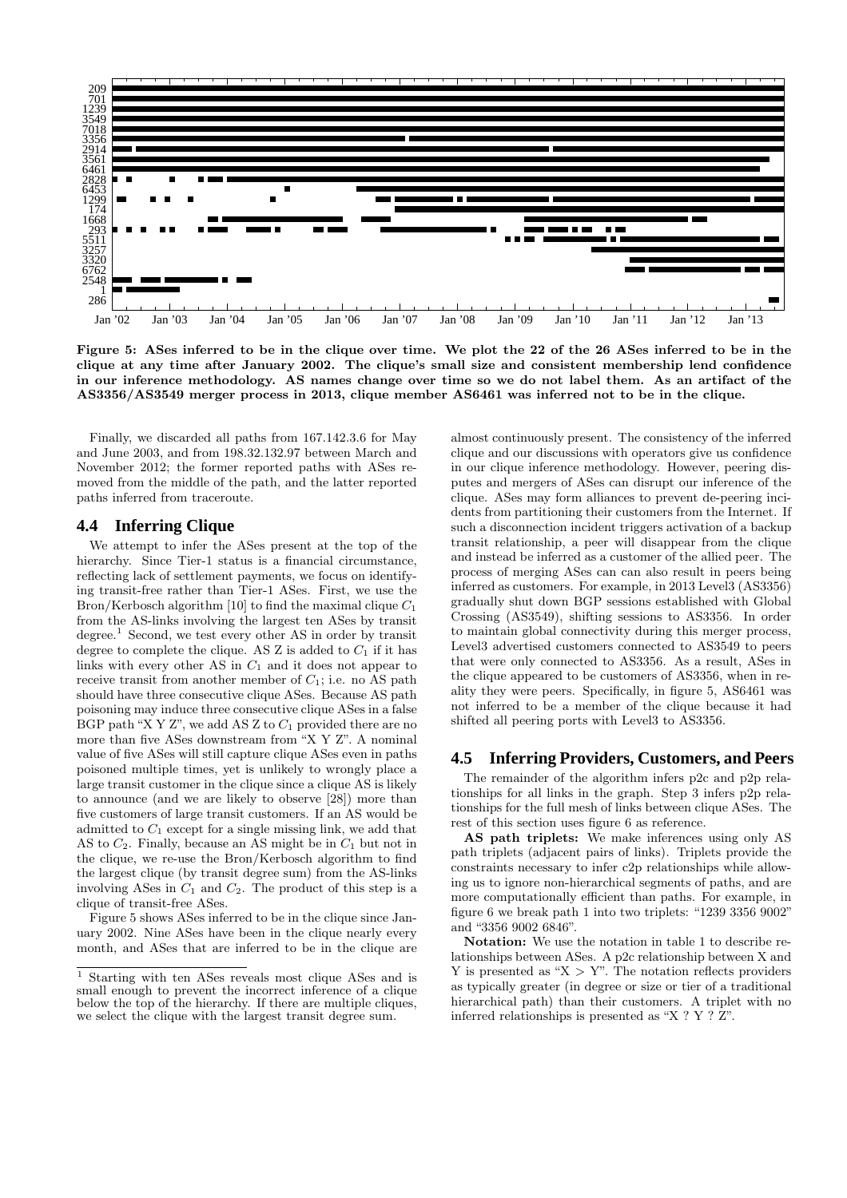Figure 5: ASes inferred to be in the clique over time. We plot the 22 of the 26 ASes inferred to be in the clique at any time after January 2002. The clique's small size and consistent membership lend confidence in our inference methodology. AS names change over time so we do not label them. As an artifact of the AS3356/AS3549 merger process in 2013, clique member AS6461 was inferred not to be in the clique.

Finally, we discarded all paths from 167.142.3.6 for May and June 2003, and from 198.32.132.97 between March and November 2012; the former reported paths with ASes removed from the middle of the path, and the latter reported paths inferred from traceroute.

## 4.4 Inferring Clique

We attempt to infer the ASes present at the top of the hierarchy. Since Tier-1 status is a financial circumstance, reflecting lack of settlement payments, we focus on identifying transit-free rather than Tier-1 ASes. First, we use the Bron/Kerbosch algorithm [10] to find the maximal clique $C_1$ from the AS-links involving the largest ten ASes by transit degree.[1] Second, we test every other AS in order by transit degree to complete the clique. AS Z is added to $C_1$ if it has links with every other AS in $C_1$ and it does not appear to receive transit from another member of $C_1$; i.e. no AS path should have three consecutive clique ASes. Because AS path poisoning may induce three consecutive clique ASes in a false BGP path "X Y Z", we add AS Z to $C_1$ provided there are no more than five ASes downstream from "X Y Z". A nominal value of five ASes will still capture clique ASes even in paths poisoned multiple times, yet is unlikely to wrongly place a large transit customer in the clique since a clique AS is likely to announce (and we are likely to observe [28]) more than five customers of large transit customers. If an AS would be admitted to $C_1$ except for a single missing link, we add that AS to $C_2$. Finally, because an AS might be in $C_1$ but not in the clique, we re-use the Bron/Kerbosch algorithm to find the largest clique (by transit degree sum) from the AS-links involving ASes in $C_1$ and $C_2$. The product of this step is a clique of transit-free ASes.

Figure 5 shows ASes inferred to be in the clique since January 2002. Nine ASes have been in the clique nearly every month, and ASes that are inferred to be in the clique are almost continuously present. The consistency of the inferred clique and our discussions with operators give us confidence in our clique inference methodology. However, peering disputes and mergers of ASes can disrupt our inference of the clique. ASes may form alliances to prevent de-peering incidents from partitioning their customers from the Internet. If such a disconnection incident triggers activation of a backup transit relationship, a peer will disappear from the clique and instead be inferred as a customer of the allied peer. The process of merging ASes can can also result in peers being inferred as customers. For example, in 2013 Level3 (AS3356) gradually shut down BGP sessions established with Global Crossing (AS3549), shifting sessions to AS3356. In order to maintain global connectivity during this merger process, Level3 advertised customers connected to AS3549 to peers that were only connected to AS3356. As a result, ASes in the clique appeared to be customers of AS3356, when in reality they were peers. Specifically, in figure 5, AS6461 was not inferred to be a member of the clique because it had shifted all peering ports with Level3 to AS3356.

[1] Starting with ten ASes reveals most clique ASes and is small enough to prevent the incorrect inference of a clique below the top of the hierarchy. If there are multiple cliques, we select the clique with the largest transit degree sum.

## 4.5 Inferring Providers, Customers, and Peers

The remainder of the algorithm infers p2c and p2p relationships for all links in the graph. Step 3 infers p2p relationships for the full mesh of links between clique ASes. The rest of this section uses figure 6 as reference.

**AS path triplets:** We make inferences using only AS path triplets (adjacent pairs of links). Triplets provide the constraints necessary to infer c2p relationships while allowing us to ignore non-hierarchical segments of paths, and are more computationally efficient than paths. For example, in figure 6 we break path 1 into two triplets: "1239 3356 9002" and "3356 9002 6846".

**Notation:** We use the notation in table 1 to describe relationships between ASes. A p2c relationship between X and Y is presented as "X > Y". The notation reflects providers as typically greater (in degree or size or tier of a traditional hierarchical path) than their customers. A triplet with no inferred relationships is presented as "X ? Y ? Z".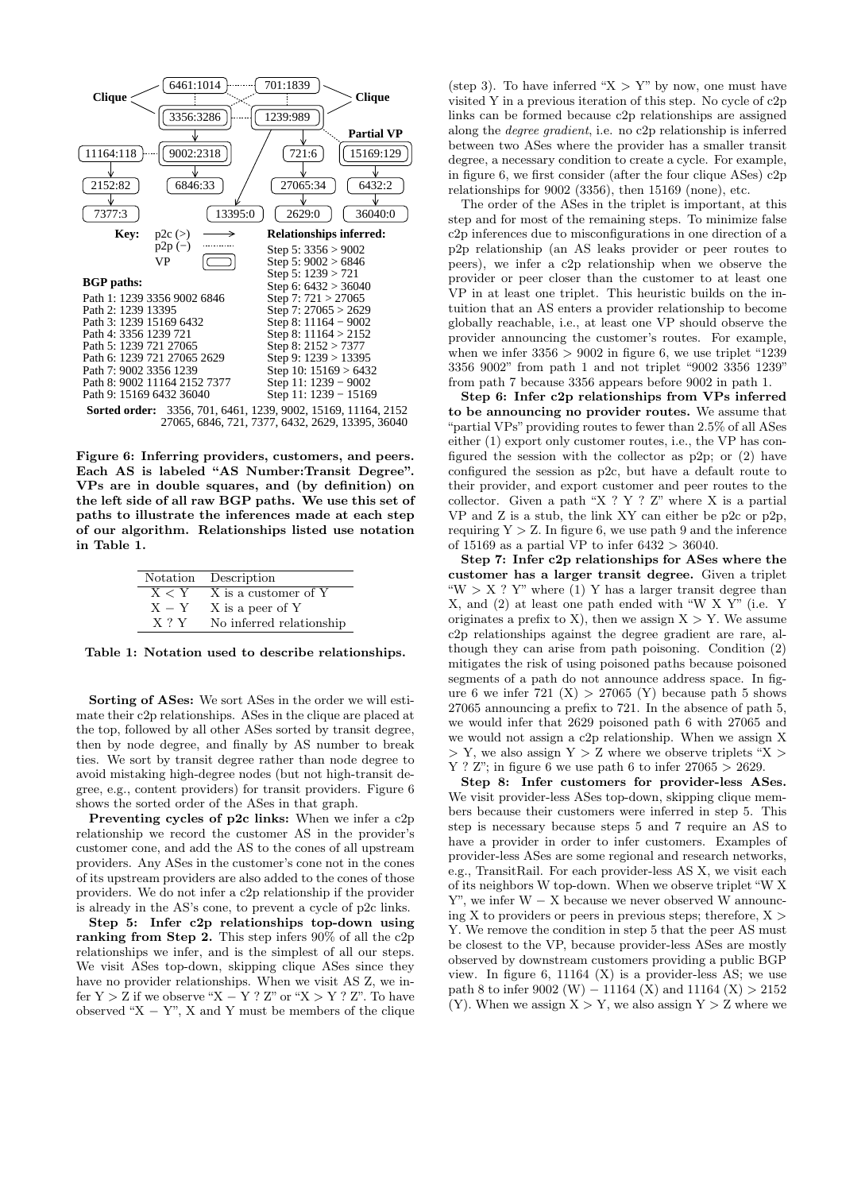Clique — 6461:1014, 701:1839, 3356:3286, 1239:989 — Clique

Partial VP

11164:118, 9002:2318, 721:6, 15169:129

2152:82, 6846:33, 27065:34, 6432:2

7377:3, 13395:0, 2629:0, 36040:0

**Key:** p2c (>) ⟶ ; p2p (−) ⋯ ; VP (double square)

**BGP paths:**
Path 1: 1239 3356 9002 6846
Path 2: 1239 13395
Path 3: 1239 15169 6432
Path 4: 3356 1239 721
Path 5: 1239 721 27065
Path 6: 1239 721 27065 2629
Path 7: 9002 3356 1239
Path 8: 9002 11164 2152 7377
Path 9: 15169 6432 36040

**Relationships inferred:**
Step 5: 3356 > 9002
Step 5: 9002 > 6846
Step 5: 1239 > 721
Step 6: 6432 > 36040
Step 7: 721 > 27065
Step 7: 27065 > 2629
Step 8: 11164 − 9002
Step 8: 11164 > 2152
Step 8: 2152 > 7377
Step 9: 1239 > 13395
Step 10: 15169 > 6432
Step 11: 1239 − 9002
Step 11: 1239 − 15169

**Sorted order:** 3356, 701, 6461, 1239, 9002, 15169, 11164, 2152, 27065, 6846, 721, 7377, 6432, 2629, 13395, 36040

**Figure 6: Inferring providers, customers, and peers. Each AS is labeled "AS Number:Transit Degree". VPs are in double squares, and (by definition) on the left side of all raw BGP paths. We use this set of paths to illustrate the inferences made at each step of our algorithm. Relationships listed use notation in Table 1.**

| Notation | Description |
|---|---|
| X < Y | X is a customer of Y |
| X − Y | X is a peer of Y |
| X ? Y | No inferred relationship |

**Table 1: Notation used to describe relationships.**

**Sorting of ASes:** We sort ASes in the order we will estimate their c2p relationships. ASes in the clique are placed at the top, followed by all other ASes sorted by transit degree, then by node degree, and finally by AS number to break ties. We sort by transit degree rather than node degree to avoid mistaking high-degree nodes (but not high-transit degree, e.g., content providers) for transit providers. Figure 6 shows the sorted order of the ASes in that graph.

**Preventing cycles of p2c links:** When we infer a c2p relationship we record the customer AS in the provider's customer cone, and add the AS to the cones of all upstream providers. Any ASes in the customer's cone not in the cones of its upstream providers are also added to the cones of those providers. We do not infer a c2p relationship if the provider is already in the AS's cone, to prevent a cycle of p2c links.

**Step 5: Infer c2p relationships top-down using ranking from Step 2.** This step infers 90% of all the c2p relationships we infer, and is the simplest of all our steps. We visit ASes top-down, skipping clique ASes since they have no provider relationships. When we visit AS Z, we infer Y > Z if we observe "X − Y ? Z" or "X > Y ? Z". To have observed "X − Y", X and Y must be members of the clique (step 3). To have inferred "X > Y" by now, one must have visited Y in a previous iteration of this step. No cycle of c2p links can be formed because c2p relationships are assigned along the *degree gradient*, i.e. no c2p relationship is inferred between two ASes where the provider has a smaller transit degree, a necessary condition to create a cycle. For example, in figure 6, we first consider (after the four clique ASes) c2p relationships for 9002 (3356), then 15169 (none), etc.

The order of the ASes in the triplet is important, at this step and for most of the remaining steps. To minimize false c2p inferences due to misconfigurations in one direction of a p2p relationship (an AS leaks provider or peer routes to peers), we infer a c2p relationship when we observe the provider or peer closer than the customer to at least one VP in at least one triplet. This heuristic builds on the intuition that an AS enters a provider relationship to become globally reachable, i.e., at least one VP should observe the provider announcing the customer's routes. For example, when we infer 3356 > 9002 in figure 6, we use triplet "1239 3356 9002" from path 1 and not triplet "9002 3356 1239" from path 7 because 3356 appears before 9002 in path 1.

**Step 6: Infer c2p relationships from VPs inferred to be announcing no provider routes.** We assume that "partial VPs" providing routes to fewer than 2.5% of all ASes either (1) export only customer routes, i.e., the VP has configured the session with the collector as p2p; or (2) have configured the session as p2c, but have a default route to their provider, and export customer and peer routes to the collector. Given a path "X ? Y ? Z" where X is a partial VP and Z is a stub, the link XY can either be p2c or p2p, requiring Y > Z. In figure 6, we use path 9 and the inference of 15169 as a partial VP to infer 6432 > 36040.

**Step 7: Infer c2p relationships for ASes where the customer has a larger transit degree.** Given a triplet "W > X ? Y" where (1) Y has a larger transit degree than X, and (2) at least one path ended with "W X Y" (i.e. Y originates a prefix to X), then we assign X > Y. We assume c2p relationships against the degree gradient are rare, although they can arise from path poisoning. Condition (2) mitigates the risk of using poisoned paths because poisoned segments of a path do not announce address space. In figure 6 we infer 721 (X) > 27065 (Y) because path 5 shows 27065 announcing a prefix to 721. In the absence of path 5, we would infer that 2629 poisoned path 6 with 27065 and we would not assign a c2p relationship. When we assign X > Y, we also assign Y > Z where we observe triplets "X > Y ? Z"; in figure 6 we use path 6 to infer 27065 > 2629.

**Step 8: Infer customers for provider-less ASes.** We visit provider-less ASes top-down, skipping clique members because their customers were inferred in step 5. This step is necessary because steps 5 and 7 require an AS to have a provider in order to infer customers. Examples of provider-less ASes are some regional and research networks, e.g., TransitRail. For each provider-less AS X, we visit each of its neighbors W top-down. When we observe triplet "W X Y", we infer W − X because we never observed W announcing X to providers or peers in previous steps; therefore, X > Y. We remove the condition in step 5 that the peer AS must be closest to the VP, because provider-less ASes are mostly observed by downstream customers providing a public BGP view. In figure 6, 11164 (X) is a provider-less AS; we use path 8 to infer 9002 (W) − 11164 (X) and 11164 (X) > 2152 (Y). When we assign X > Y, we also assign Y > Z where we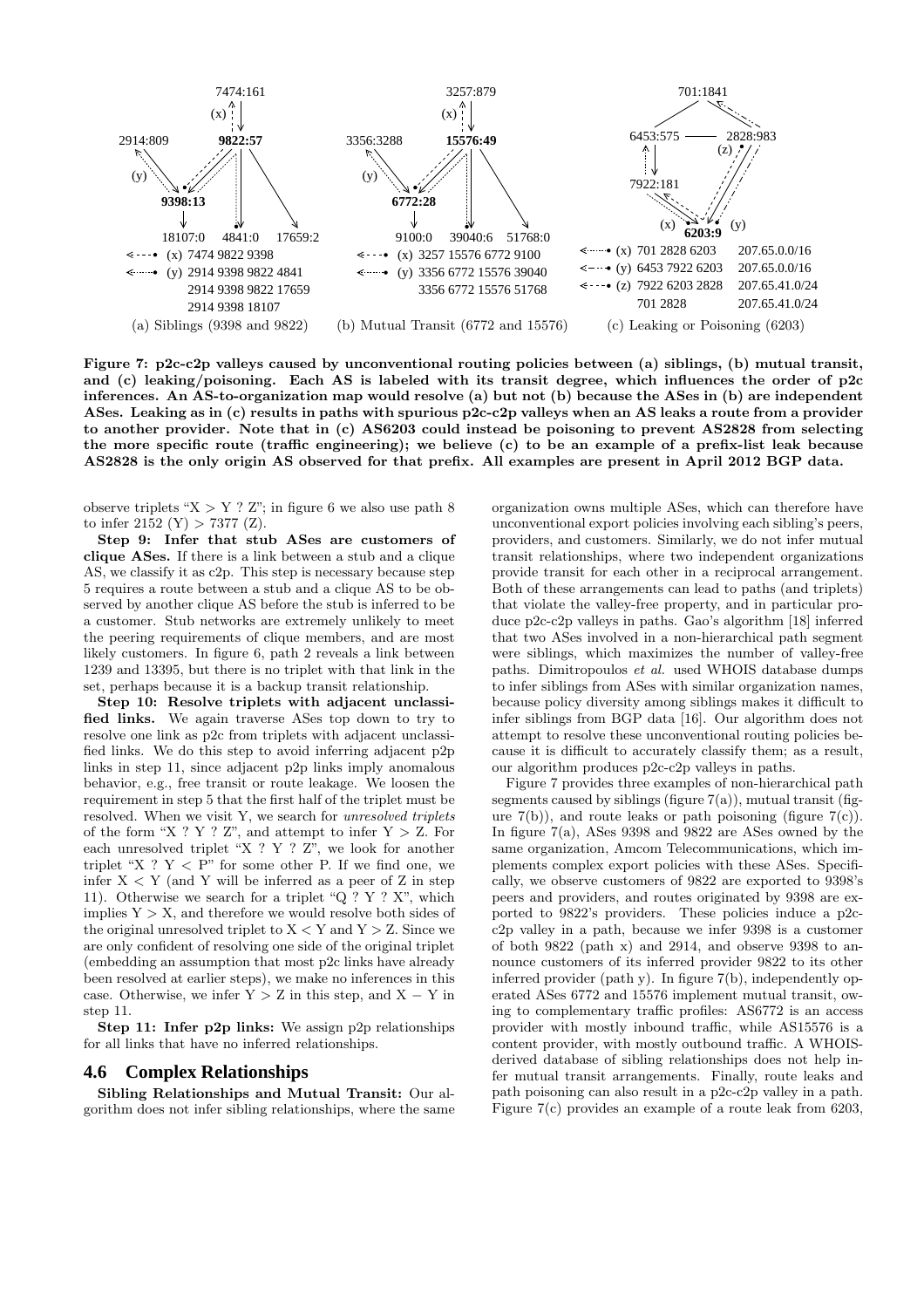(a) Siblings (9398 and 9822) (b) Mutual Transit (6772 and 15576) (c) Leaking or Poisoning (6203)

**Figure 7: p2c-c2p valleys caused by unconventional routing policies between (a) siblings, (b) mutual transit, and (c) leaking/poisoning. Each AS is labeled with its transit degree, which influences the order of p2c inferences. An AS-to-organization map would resolve (a) but not (b) because the ASes in (b) are independent ASes. Leaking as in (c) results in paths with spurious p2c-c2p valleys when an AS leaks a route from a provider to another provider. Note that in (c) AS6203 could instead be poisoning to prevent AS2828 from selecting the more specific route (traffic engineering); we believe (c) to be an example of a prefix-list leak because AS2828 is the only origin AS observed for that prefix. All examples are present in April 2012 BGP data.**

observe triplets "X > Y ? Z"; in figure 6 we also use path 8 to infer 2152 (Y) > 7377 (Z).

**Step 9: Infer that stub ASes are customers of clique ASes.** If there is a link between a stub and a clique AS, we classify it as c2p. This step is necessary because step 5 requires a route between a stub and a clique AS to be observed by another clique AS before the stub is inferred to be a customer. Stub networks are extremely unlikely to meet the peering requirements of clique members, and are most likely customers. In figure 6, path 2 reveals a link between 1239 and 13395, but there is no triplet with that link in the set, perhaps because it is a backup transit relationship.

**Step 10: Resolve triplets with adjacent unclassified links.** We again traverse ASes top down to try to resolve one link as p2c from triplets with adjacent unclassified links. We do this step to avoid inferring adjacent p2p links in step 11, since adjacent p2p links imply anomalous behavior, e.g., free transit or route leakage. We loosen the requirement in step 5 that the first half of the triplet must be resolved. When we visit Y, we search for *unresolved triplets* of the form "X ? Y ? Z", and attempt to infer Y > Z. For each unresolved triplet "X ? Y ? Z", we look for another triplet "X ? Y < P" for some other P. If we find one, we infer X < Y (and Y will be inferred as a peer of Z in step 11). Otherwise we search for a triplet "Q ? Y ? X", which implies Y > X, and therefore we would resolve both sides of the original unresolved triplet to X < Y and Y > Z. Since we are only confident of resolving one side of the original triplet (embedding an assumption that most p2c links have already been resolved at earlier steps), we make no inferences in this case. Otherwise, we infer Y > Z in this step, and X − Y in step 11.

**Step 11: Infer p2p links:** We assign p2p relationships for all links that have no inferred relationships.

## 4.6 Complex Relationships

**Sibling Relationships and Mutual Transit:** Our algorithm does not infer sibling relationships, where the same organization owns multiple ASes, which can therefore have unconventional export policies involving each sibling's peers, providers, and customers. Similarly, we do not infer mutual transit relationships, where two independent organizations provide transit for each other in a reciprocal arrangement. Both of these arrangements can lead to paths (and triplets) that violate the valley-free property, and in particular produce p2c-c2p valleys in paths. Gao's algorithm [18] inferred that two ASes involved in a non-hierarchical path segment were siblings, which maximizes the number of valley-free paths. Dimitropoulos *et al.* used WHOIS database dumps to infer siblings from ASes with similar organization names, because policy diversity among siblings makes it difficult to infer siblings from BGP data [16]. Our algorithm does not attempt to resolve these unconventional routing policies because it is difficult to accurately classify them; as a result, our algorithm produces p2c-c2p valleys in paths.

Figure 7 provides three examples of non-hierarchical path segments caused by siblings (figure 7(a)), mutual transit (figure 7(b)), and route leaks or path poisoning (figure 7(c)). In figure 7(a), ASes 9398 and 9822 are ASes owned by the same organization, Amcom Telecommunications, which implements complex export policies with these ASes. Specifically, we observe customers of 9822 are exported to 9398's peers and providers, and routes originated by 9398 are exported to 9822's providers. These policies induce a p2c-c2p valley in a path, because we infer 9398 is a customer of both 9822 (path x) and 2914, and observe 9398 to announce customers of its inferred provider 9822 to its other inferred provider (path y). In figure 7(b), independently operated ASes 6772 and 15576 implement mutual transit, owing to complementary traffic profiles: AS6772 is an access provider with mostly inbound traffic, while AS15576 is a content provider, with mostly outbound traffic. A WHOIS-derived database of sibling relationships does not help infer mutual transit arrangements. Finally, route leaks and path poisoning can also result in a p2c-c2p valley in a path. Figure 7(c) provides an example of a route leak from 6203,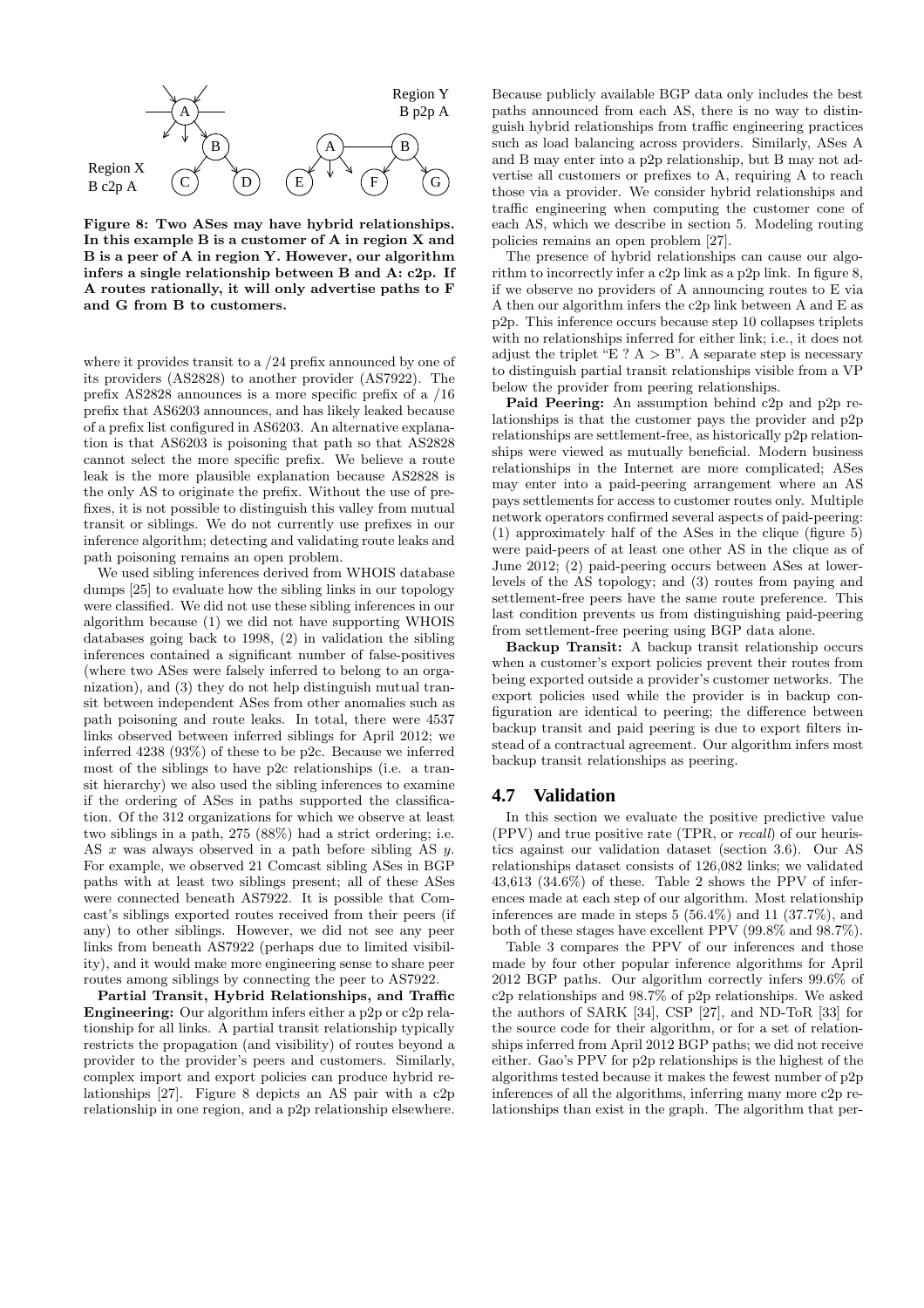Figure 8: Two ASes may have hybrid relationships. In this example B is a customer of A in region X and B is a peer of A in region Y. However, our algorithm infers a single relationship between B and A: c2p. If A routes rationally, it will only advertise paths to F and G from B to customers.

where it provides transit to a /24 prefix announced by one of its providers (AS2828) to another provider (AS7922). The prefix AS2828 announces is a more specific prefix of a /16 prefix that AS6203 announces, and has likely leaked because of a prefix list configured in AS6203. An alternative explanation is that AS6203 is poisoning that path so that AS2828 cannot select the more specific prefix. We believe a route leak is the more plausible explanation because AS2828 is the only AS to originate the prefix. Without the use of prefixes, it is not possible to distinguish this valley from mutual transit or siblings. We do not currently use prefixes in our inference algorithm; detecting and validating route leaks and path poisoning remains an open problem.

We used sibling inferences derived from WHOIS database dumps [25] to evaluate how the sibling links in our topology were classified. We did not use these sibling inferences in our algorithm because (1) we did not have supporting WHOIS databases going back to 1998, (2) in validation the sibling inferences contained a significant number of false-positives (where two ASes were falsely inferred to belong to an organization), and (3) they do not help distinguish mutual transit between independent ASes from other anomalies such as path poisoning and route leaks. In total, there were 4537 links observed between inferred siblings for April 2012; we inferred 4238 (93%) of these to be p2c. Because we inferred most of the siblings to have p2c relationships (i.e. a transit hierarchy) we also used the sibling inferences to examine if the ordering of ASes in paths supported the classification. Of the 312 organizations for which we observe at least two siblings in a path, 275 (88%) had a strict ordering; i.e. AS $x$ was always observed in a path before sibling AS $y$. For example, we observed 21 Comcast sibling ASes in BGP paths with at least two siblings present; all of these ASes were connected beneath AS7922. It is possible that Comcast's siblings exported routes received from their peers (if any) to other siblings. However, we did not see any peer links from beneath AS7922 (perhaps due to limited visibility), and it would make more engineering sense to share peer routes among siblings by connecting the peer to AS7922.

**Partial Transit, Hybrid Relationships, and Traffic Engineering:** Our algorithm infers either a p2p or c2p relationship for all links. A partial transit relationship typically restricts the propagation (and visibility) of routes beyond a provider to the provider's peers and customers. Similarly, complex import and export policies can produce hybrid relationships [27]. Figure 8 depicts an AS pair with a c2p relationship in one region, and a p2p relationship elsewhere. Because publicly available BGP data only includes the best paths announced from each AS, there is no way to distinguish hybrid relationships from traffic engineering practices such as load balancing across providers. Similarly, ASes A and B may enter into a p2p relationship, but B may not advertise all customers or prefixes to A, requiring A to reach those via a provider. We consider hybrid relationships and traffic engineering when computing the customer cone of each AS, which we describe in section 5. Modeling routing policies remains an open problem [27].

The presence of hybrid relationships can cause our algorithm to incorrectly infer a c2p link as a p2p link. In figure 8, if we observe no providers of A announcing routes to E via A then our algorithm infers the c2p link between A and E as p2p. This inference occurs because step 10 collapses triplets with no relationships inferred for either link; i.e., it does not adjust the triplet "E ? A > B". A separate step is necessary to distinguish partial transit relationships visible from a VP below the provider from peering relationships.

**Paid Peering:** An assumption behind c2p and p2p relationships is that the customer pays the provider and p2p relationships are settlement-free, as historically p2p relationships were viewed as mutually beneficial. Modern business relationships in the Internet are more complicated; ASes may enter into a paid-peering arrangement where an AS pays settlements for access to customer routes only. Multiple network operators confirmed several aspects of paid-peering: (1) approximately half of the ASes in the clique (figure 5) were paid-peers of at least one other AS in the clique as of June 2012; (2) paid-peering occurs between ASes at lower-levels of the AS topology; and (3) routes from paying and settlement-free peers have the same route preference. This last condition prevents us from distinguishing paid-peering from settlement-free peering using BGP data alone.

**Backup Transit:** A backup transit relationship occurs when a customer's export policies prevent their routes from being exported outside a provider's customer networks. The export policies used while the provider is in backup configuration are identical to peering; the difference between backup transit and paid peering is due to export filters instead of a contractual agreement. Our algorithm infers most backup transit relationships as peering.

## 4.7 Validation

In this section we evaluate the positive predictive value (PPV) and true positive rate (TPR, or *recall*) of our heuristics against our validation dataset (section 3.6). Our AS relationships dataset consists of 126,082 links; we validated 43,613 (34.6%) of these. Table 2 shows the PPV of inferences made at each step of our algorithm. Most relationship inferences are made in steps 5 (56.4%) and 11 (37.7%), and both of these stages have excellent PPV (99.8% and 98.7%).

Table 3 compares the PPV of our inferences and those made by four other popular inference algorithms for April 2012 BGP paths. Our algorithm correctly infers 99.6% of c2p relationships and 98.7% of p2p relationships. We asked the authors of SARK [34], CSP [27], and ND-ToR [33] for the source code for their algorithm, or for a set of relationships inferred from April 2012 BGP paths; we did not receive either. Gao's PPV for p2p relationships is the highest of the algorithms tested because it makes the fewest number of p2p inferences of all the algorithms, inferring many more c2p relationships than exist in the graph. The algorithm that per-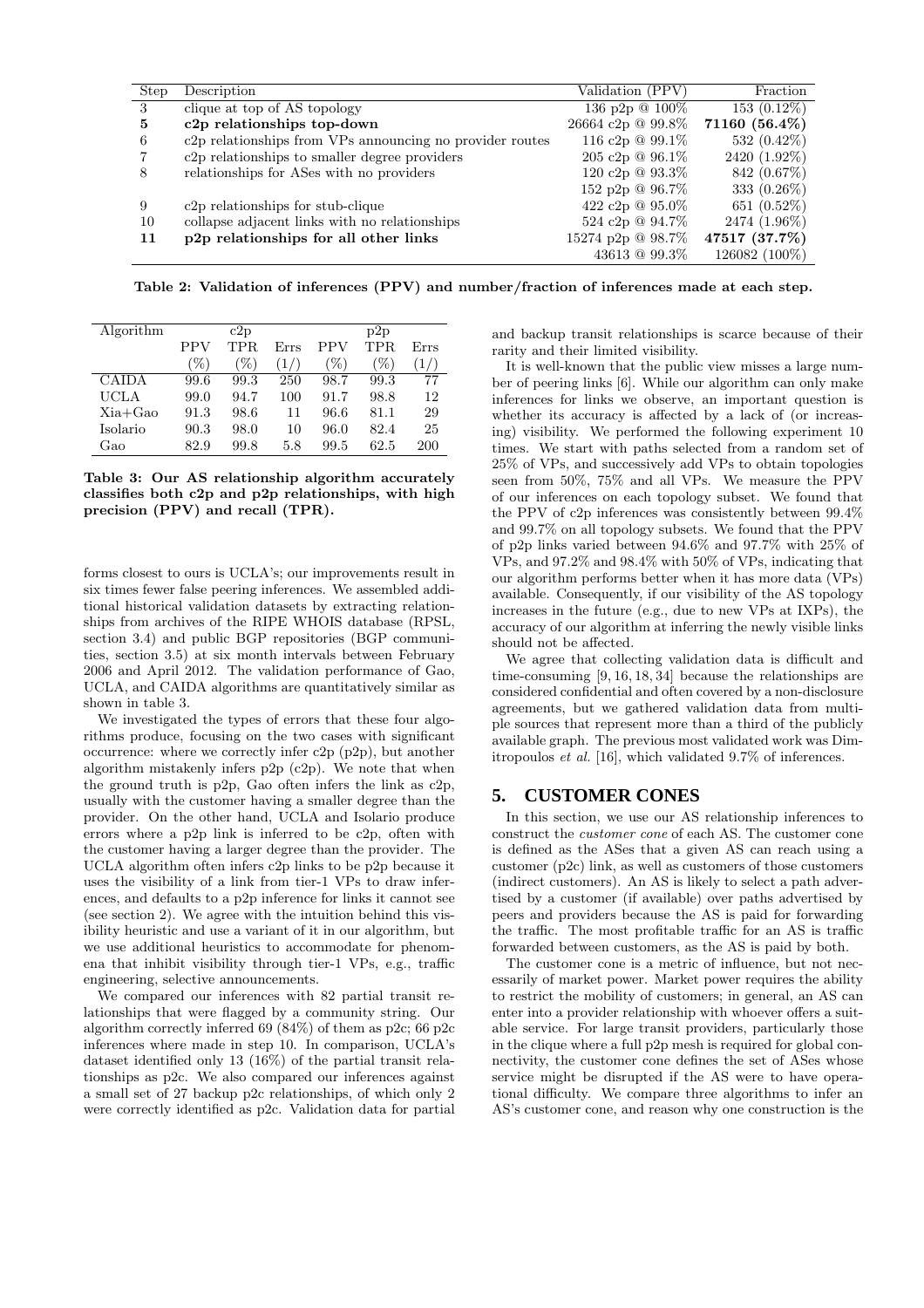| Step | Description | Validation (PPV) | Fraction |
|---|---|---|---|
| 3 | clique at top of AS topology | 136 p2p @ 100% | 153 (0.12%) |
| **5** | **c2p relationships top-down** | 26664 c2p @ 99.8% | **71160 (56.4%)** |
| 6 | c2p relationships from VPs announcing no provider routes | 116 c2p @ 99.1% | 532 (0.42%) |
| 7 | c2p relationships to smaller degree providers | 205 c2p @ 96.1% | 2420 (1.92%) |
| 8 | relationships for ASes with no providers | 120 c2p @ 93.3% | 842 (0.67%) |
| | | 152 p2p @ 96.7% | 333 (0.26%) |
| 9 | c2p relationships for stub-clique | 422 c2p @ 95.0% | 651 (0.52%) |
| 10 | collapse adjacent links with no relationships | 524 c2p @ 94.7% | 2474 (1.96%) |
| **11** | **p2p relationships for all other links** | 15274 p2p @ 98.7% | **47517 (37.7%)** |
| | | 43613 @ 99.3% | 126082 (100%) |

**Table 2: Validation of inferences (PPV) and number/fraction of inferences made at each step.**

| Algorithm | c2p | | | p2p | | |
|---|---|---|---|---|---|---|
| | PPV (%) | TPR (%) | Errs (1/) | PPV (%) | TPR (%) | Errs (1/) |
| CAIDA | 99.6 | 99.3 | 250 | 98.7 | 99.3 | 77 |
| UCLA | 99.0 | 94.7 | 100 | 91.7 | 98.8 | 12 |
| Xia+Gao | 91.3 | 98.6 | 11 | 96.6 | 81.1 | 29 |
| Isolario | 90.3 | 98.0 | 10 | 96.0 | 82.4 | 25 |
| Gao | 82.9 | 99.8 | 5.8 | 99.5 | 62.5 | 200 |

**Table 3: Our AS relationship algorithm accurately classifies both c2p and p2p relationships, with high precision (PPV) and recall (TPR).**

forms closest to ours is UCLA's; our improvements result in six times fewer false peering inferences. We assembled additional historical validation datasets by extracting relationships from archives of the RIPE WHOIS database (RPSL, section 3.4) and public BGP repositories (BGP communities, section 3.5) at six month intervals between February 2006 and April 2012. The validation performance of Gao, UCLA, and CAIDA algorithms are quantitatively similar as shown in table 3.

We investigated the types of errors that these four algorithms produce, focusing on the two cases with significant occurrence: where we correctly infer c2p (p2p), but another algorithm mistakenly infers p2p (c2p). We note that when the ground truth is p2p, Gao often infers the link as c2p, usually with the customer having a smaller degree than the provider. On the other hand, UCLA and Isolario produce errors where a p2p link is inferred to be c2p, often with the customer having a larger degree than the provider. The UCLA algorithm often infers c2p links to be p2p because it uses the visibility of a link from tier-1 VPs to draw inferences, and defaults to a p2p inference for links it cannot see (see section 2). We agree with the intuition behind this visibility heuristic and use a variant of it in our algorithm, but we use additional heuristics to accommodate for phenomena that inhibit visibility through tier-1 VPs, e.g., traffic engineering, selective announcements.

We compared our inferences with 82 partial transit relationships that were flagged by a community string. Our algorithm correctly inferred 69 (84%) of them as p2c; 66 p2c inferences where made in step 10. In comparison, UCLA's dataset identified only 13 (16%) of the partial transit relationships as p2c. We also compared our inferences against a small set of 27 backup p2c relationships, of which only 2 were correctly identified as p2c. Validation data for partial and backup transit relationships is scarce because of their rarity and their limited visibility.

It is well-known that the public view misses a large number of peering links [6]. While our algorithm can only make inferences for links we observe, an important question is whether its accuracy is affected by a lack of (or increasing) visibility. We performed the following experiment 10 times. We start with paths selected from a random set of 25% of VPs, and successively add VPs to obtain topologies seen from 50%, 75% and all VPs. We measure the PPV of our inferences on each topology subset. We found that the PPV of c2p inferences was consistently between 99.4% and 99.7% on all topology subsets. We found that the PPV of p2p links varied between 94.6% and 97.7% with 25% of VPs, and 97.2% and 98.4% with 50% of VPs, indicating that our algorithm performs better when it has more data (VPs) available. Consequently, if our visibility of the AS topology increases in the future (e.g., due to new VPs at IXPs), the accuracy of our algorithm at inferring the newly visible links should not be affected.

We agree that collecting validation data is difficult and time-consuming [9, 16, 18, 34] because the relationships are considered confidential and often covered by a non-disclosure agreements, but we gathered validation data from multiple sources that represent more than a third of the publicly available graph. The previous most validated work was Dimitropoulos *et al.* [16], which validated 9.7% of inferences.

## 5. CUSTOMER CONES

In this section, we use our AS relationship inferences to construct the *customer cone* of each AS. The customer cone is defined as the ASes that a given AS can reach using a customer (p2c) link, as well as customers of those customers (indirect customers). An AS is likely to select a path advertised by a customer (if available) over paths advertised by peers and providers because the AS is paid for forwarding the traffic. The most profitable traffic for an AS is traffic forwarded between customers, as the AS is paid by both.

The customer cone is a metric of influence, but not necessarily of market power. Market power requires the ability to restrict the mobility of customers; in general, an AS can enter into a provider relationship with whoever offers a suitable service. For large transit providers, particularly those in the clique where a full p2p mesh is required for global connectivity, the customer cone defines the set of ASes whose service might be disrupted if the AS were to have operational difficulty. We compare three algorithms to infer an AS's customer cone, and reason why one construction is the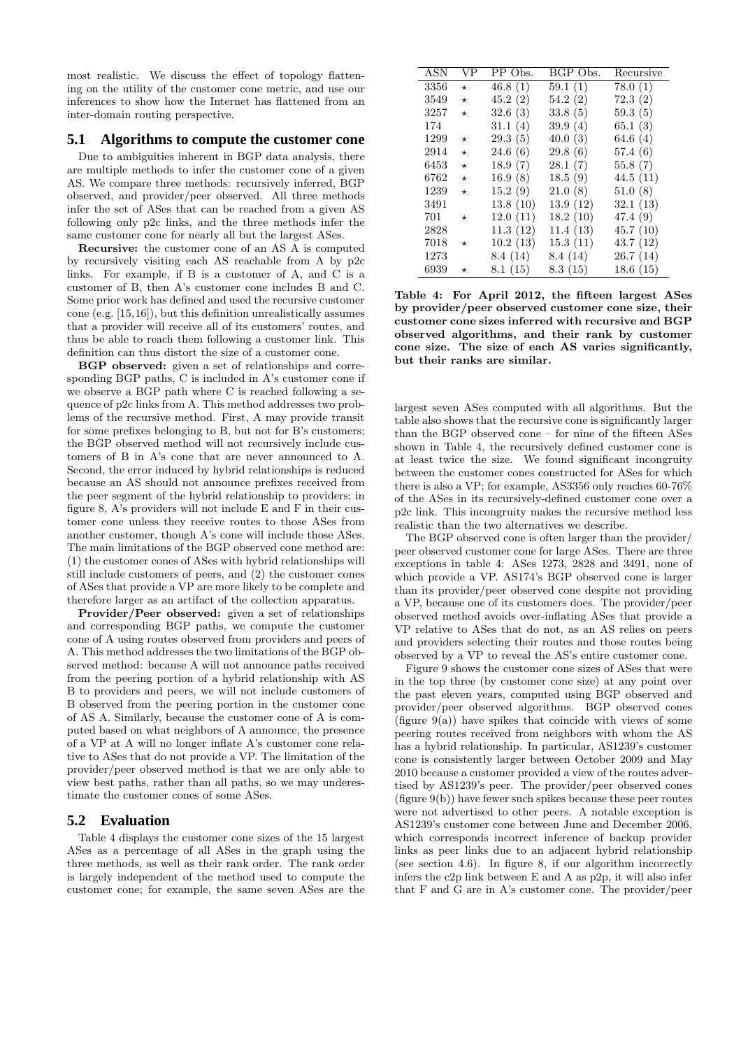most realistic. We discuss the effect of topology flattening on the utility of the customer cone metric, and use our inferences to show how the Internet has flattened from an inter-domain routing perspective.

## 5.1 Algorithms to compute the customer cone

Due to ambiguities inherent in BGP data analysis, there are multiple methods to infer the customer cone of a given AS. We compare three methods: recursively inferred, BGP observed, and provider/peer observed. All three methods infer the set of ASes that can be reached from a given AS following only p2c links, and the three methods infer the same customer cone for nearly all but the largest ASes.

**Recursive:** the customer cone of an AS A is computed by recursively visiting each AS reachable from A by p2c links. For example, if B is a customer of A, and C is a customer of B, then A's customer cone includes B and C. Some prior work has defined and used the recursive customer cone (e.g. [15,16]), but this definition unrealistically assumes that a provider will receive all of its customers' routes, and thus be able to reach them following a customer link. This definition can thus distort the size of a customer cone.

**BGP observed:** given a set of relationships and corresponding BGP paths, C is included in A's customer cone if we observe a BGP path where C is reached following a sequence of p2c links from A. This method addresses two problems of the recursive method. First, A may provide transit for some prefixes belonging to B, but not for B's customers; the BGP observed method will not recursively include customers of B in A's cone that are never announced to A. Second, the error induced by hybrid relationships is reduced because an AS should not announce prefixes received from the peer segment of the hybrid relationship to providers; in figure 8, A's providers will not include E and F in their customer cone unless they receive routes to those ASes from another customer, though A's cone will include those ASes. The main limitations of the BGP observed cone method are: (1) the customer cones of ASes with hybrid relationships will still include customers of peers, and (2) the customer cones of ASes that provide a VP are more likely to be complete and therefore larger as an artifact of the collection apparatus.

**Provider/Peer observed:** given a set of relationships and corresponding BGP paths, we compute the customer cone of A using routes observed from providers and peers of A. This method addresses the two limitations of the BGP observed method: because A will not announce paths received from the peering portion of a hybrid relationship with AS B to providers and peers, we will not include customers of B observed from the peering portion in the customer cone of AS A. Similarly, because the customer cone of A is computed based on what neighbors of A announce, the presence of a VP at A will no longer inflate A's customer cone relative to ASes that do not provide a VP. The limitation of the provider/peer observed method is that we are only able to view best paths, rather than all paths, so we may underestimate the customer cones of some ASes.

## 5.2 Evaluation

Table 4 displays the customer cone sizes of the 15 largest ASes as a percentage of all ASes in the graph using the three methods, as well as their rank order. The rank order is largely independent of the method used to compute the customer cone; for example, the same seven ASes are the largest seven ASes computed with all algorithms. But the table also shows that the recursive cone is significantly larger than the BGP observed cone – for nine of the fifteen ASes shown in Table 4, the recursively defined customer cone is at least twice the size. We found significant incongruity between the customer cones constructed for ASes for which there is also a VP; for example, AS3356 only reaches 60-76% of the ASes in its recursively-defined customer cone over a p2c link. This incongruity makes the recursive method less realistic than the two alternatives we describe.

| ASN | VP | PP Obs. | BGP Obs. | Recursive |
|---|---|---|---|---|
| 3356 | ⋆ | 46.8 (1) | 59.1 (1) | 78.0 (1) |
| 3549 | ⋆ | 45.2 (2) | 54.2 (2) | 72.3 (2) |
| 3257 | ⋆ | 32.6 (3) | 33.8 (5) | 59.3 (5) |
| 174 | | 31.1 (4) | 39.9 (4) | 65.1 (3) |
| 1299 | ⋆ | 29.3 (5) | 40.0 (3) | 64.6 (4) |
| 2914 | ⋆ | 24.6 (6) | 29.8 (6) | 57.4 (6) |
| 6453 | ⋆ | 18.9 (7) | 28.1 (7) | 55.8 (7) |
| 6762 | ⋆ | 16.9 (8) | 18.5 (9) | 44.5 (11) |
| 1239 | ⋆ | 15.2 (9) | 21.0 (8) | 51.0 (8) |
| 3491 | | 13.8 (10) | 13.9 (12) | 32.1 (13) |
| 701 | ⋆ | 12.0 (11) | 18.2 (10) | 47.4 (9) |
| 2828 | | 11.3 (12) | 11.4 (13) | 45.7 (10) |
| 7018 | ⋆ | 10.2 (13) | 15.3 (11) | 43.7 (12) |
| 1273 | | 8.4 (14) | 8.4 (14) | 26.7 (14) |
| 6939 | ⋆ | 8.1 (15) | 8.3 (15) | 18.6 (15) |

**Table 4: For April 2012, the fifteen largest ASes by provider/peer observed customer cone size, their customer cone sizes inferred with recursive and BGP observed algorithms, and their rank by customer cone size. The size of each AS varies significantly, but their ranks are similar.**

The BGP observed cone is often larger than the provider/peer observed customer cone for large ASes. There are three exceptions in table 4: ASes 1273, 2828 and 3491, none of which provide a VP. AS174's BGP observed cone is larger than its provider/peer observed cone despite not providing a VP, because one of its customers does. The provider/peer observed method avoids over-inflating ASes that provide a VP relative to ASes that do not, as an AS relies on peers and providers selecting their routes and those routes being observed by a VP to reveal the AS's entire customer cone.

Figure 9 shows the customer cone sizes of ASes that were in the top three (by customer cone size) at any point over the past eleven years, computed using BGP observed and provider/peer observed algorithms. BGP observed cones (figure 9(a)) have spikes that coincide with views of some peering routes received from neighbors with whom the AS has a hybrid relationship. In particular, AS1239's customer cone is consistently larger between October 2009 and May 2010 because a customer provided a view of the routes advertised by AS1239's peer. The provider/peer observed cones (figure 9(b)) have fewer such spikes because these peer routes were not advertised to other peers. A notable exception is AS1239's customer cone between June and December 2006, which corresponds incorrect inference of backup provider links as peer links due to an adjacent hybrid relationship (see section 4.6). In figure 8, if our algorithm incorrectly infers the c2p link between E and A as p2p, it will also infer that F and G are in A's customer cone. The provider/peer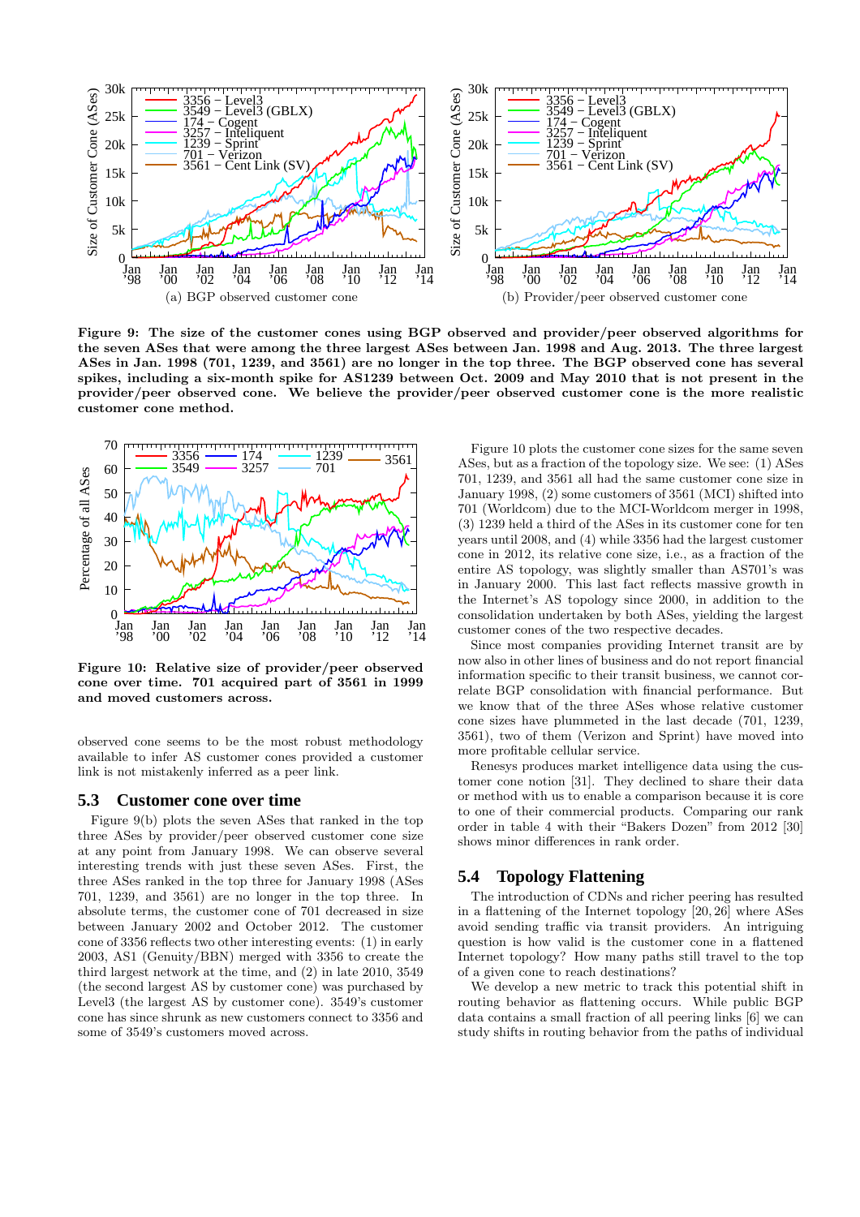**Figure 9: The size of the customer cones using BGP observed and provider/peer observed algorithms for the seven ASes that were among the three largest ASes between Jan. 1998 and Aug. 2013. The three largest ASes in Jan. 1998 (701, 1239, and 3561) are no longer in the top three. The BGP observed cone has several spikes, including a six-month spike for AS1239 between Oct. 2009 and May 2010 that is not present in the provider/peer observed cone. We believe the provider/peer observed customer cone is the more realistic customer cone method.**

**Figure 10: Relative size of provider/peer observed cone over time. 701 acquired part of 3561 in 1999 and moved customers across.**

observed cone seems to be the most robust methodology available to infer AS customer cones provided a customer link is not mistakenly inferred as a peer link.

## 5.3 Customer cone over time

Figure 9(b) plots the seven ASes that ranked in the top three ASes by provider/peer observed customer cone size at any point from January 1998. We can observe several interesting trends with just these seven ASes. First, the three ASes ranked in the top three for January 1998 (ASes 701, 1239, and 3561) are no longer in the top three. In absolute terms, the customer cone of 701 decreased in size between January 2002 and October 2012. The customer cone of 3356 reflects two other interesting events: (1) in early 2003, AS1 (Genuity/BBN) merged with 3356 to create the third largest network at the time, and (2) in late 2010, 3549 (the second largest AS by customer cone) was purchased by Level3 (the largest AS by customer cone). 3549's customer cone has since shrunk as new customers connect to 3356 and some of 3549's customers moved across.

Figure 10 plots the customer cone sizes for the same seven ASes, but as a fraction of the topology size. We see: (1) ASes 701, 1239, and 3561 all had the same customer cone size in January 1998, (2) some customers of 3561 (MCI) shifted into 701 (Worldcom) due to the MCI-Worldcom merger in 1998, (3) 1239 held a third of the ASes in its customer cone for ten years until 2008, and (4) while 3356 had the largest customer cone in 2012, its relative cone size, i.e., as a fraction of the entire AS topology, was slightly smaller than AS701's was in January 2000. This last fact reflects massive growth in the Internet's AS topology since 2000, in addition to the consolidation undertaken by both ASes, yielding the largest customer cones of the two respective decades.

Since most companies providing Internet transit are by now also in other lines of business and do not report financial information specific to their transit business, we cannot correlate BGP consolidation with financial performance. But we know that of the three ASes whose relative customer cone sizes have plummeted in the last decade (701, 1239, 3561), two of them (Verizon and Sprint) have moved into more profitable cellular service.

Renesys produces market intelligence data using the customer cone notion [31]. They declined to share their data or method with us to enable a comparison because it is core to one of their commercial products. Comparing our rank order in table 4 with their "Bakers Dozen" from 2012 [30] shows minor differences in rank order.

## 5.4 Topology Flattening

The introduction of CDNs and richer peering has resulted in a flattening of the Internet topology [20, 26] where ASes avoid sending traffic via transit providers. An intriguing question is how valid is the customer cone in a flattened Internet topology? How many paths still travel to the top of a given cone to reach destinations?

We develop a new metric to track this potential shift in routing behavior as flattening occurs. While public BGP data contains a small fraction of all peering links [6] we can study shifts in routing behavior from the paths of individual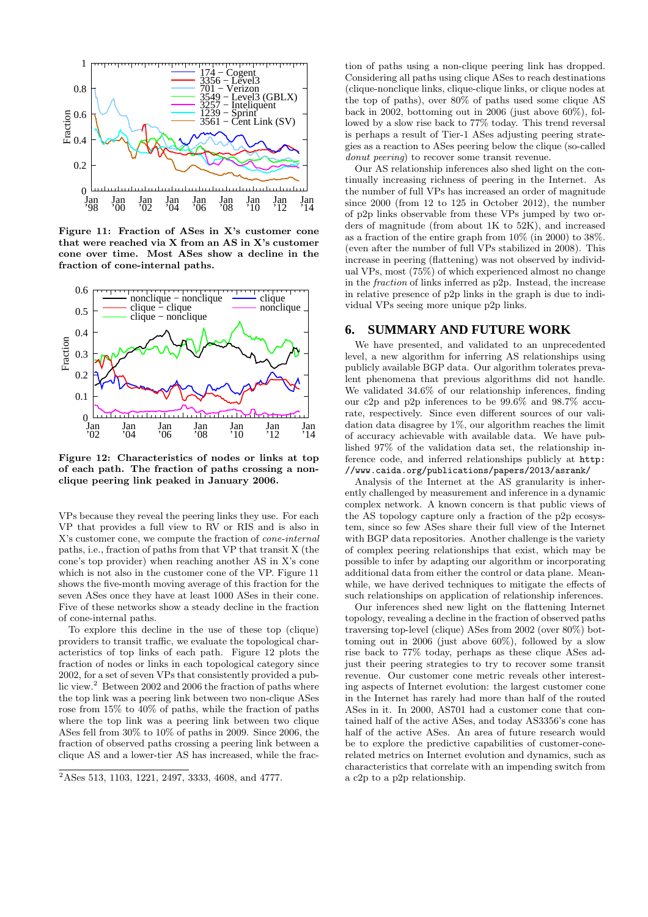**Figure 11: Fraction of ASes in X's customer cone that were reached via X from an AS in X's customer cone over time. Most ASes show a decline in the fraction of cone-internal paths.**

**Figure 12: Characteristics of nodes or links at top of each path. The fraction of paths crossing a non-clique peering link peaked in January 2006.**

VPs because they reveal the peering links they use. For each VP that provides a full view to RV or RIS and is also in X's customer cone, we compute the fraction of *cone-internal* paths, i.e., fraction of paths from that VP that transit X (the cone's top provider) when reaching another AS in X's cone which is not also in the customer cone of the VP. Figure 11 shows the five-month moving average of this fraction for the seven ASes once they have at least 1000 ASes in their cone. Five of these networks show a steady decline in the fraction of cone-internal paths.

To explore this decline in the use of these top (clique) providers to transit traffic, we evaluate the topological characteristics of top links of each path. Figure 12 plots the fraction of nodes or links in each topological category since 2002, for a set of seven VPs that consistently provided a public view.[2] Between 2002 and 2006 the fraction of paths where the top link was a peering link between two non-clique ASes rose from 15% to 40% of paths, while the fraction of paths where the top link was a peering link between two clique ASes fell from 30% to 10% of paths in 2009. Since 2006, the fraction of observed paths crossing a peering link between a clique AS and a lower-tier AS has increased, while the fraction of paths using a non-clique peering link has dropped. Considering all paths using clique ASes to reach destinations (clique-nonclique links, clique-clique links, or clique nodes at the top of paths), over 80% of paths used some clique AS back in 2002, bottoming out in 2006 (just above 60%), followed by a slow rise back to 77% today. This trend reversal is perhaps a result of Tier-1 ASes adjusting peering strategies as a reaction to ASes peering below the clique (so-called *donut peering*) to recover some transit revenue.

Our AS relationship inferences also shed light on the continually increasing richness of peering in the Internet. As the number of full VPs has increased an order of magnitude since 2000 (from 12 to 125 in October 2012), the number of p2p links observable from these VPs jumped by two orders of magnitude (from about 1K to 52K), and increased as a fraction of the entire graph from 10% (in 2000) to 38%. (even after the number of full VPs stabilized in 2008). This increase in peering (flattening) was not observed by individual VPs, most (75%) of which experienced almost no change in the *fraction* of links inferred as p2p. Instead, the increase in relative presence of p2p links in the graph is due to individual VPs seeing more unique p2p links.

[2] ASes 513, 1103, 1221, 2497, 3333, 4608, and 4777.

## 6. SUMMARY AND FUTURE WORK

We have presented, and validated to an unprecedented level, a new algorithm for inferring AS relationships using publicly available BGP data. Our algorithm tolerates prevalent phenomena that previous algorithms did not handle. We validated 34.6% of our relationship inferences, finding our c2p and p2p inferences to be 99.6% and 98.7% accurate, respectively. Since even different sources of our validation data disagree by 1%, our algorithm reaches the limit of accuracy achievable with available data. We have published 97% of the validation data set, the relationship inference code, and inferred relationships publicly at `http://www.caida.org/publications/papers/2013/asrank/`

Analysis of the Internet at the AS granularity is inherently challenged by measurement and inference in a dynamic complex network. A known concern is that public views of the AS topology capture only a fraction of the p2p ecosystem, since so few ASes share their full view of the Internet with BGP data repositories. Another challenge is the variety of complex peering relationships that exist, which may be possible to infer by adapting our algorithm or incorporating additional data from either the control or data plane. Meanwhile, we have derived techniques to mitigate the effects of such relationships on application of relationship inferences.

Our inferences shed new light on the flattening Internet topology, revealing a decline in the fraction of observed paths traversing top-level (clique) ASes from 2002 (over 80%) bottoming out in 2006 (just above 60%), followed by a slow rise back to 77% today, perhaps as these clique ASes adjust their peering strategies to try to recover some transit revenue. Our customer cone metric reveals other interesting aspects of Internet evolution: the largest customer cone in the Internet has rarely had more than half of the routed ASes in it. In 2000, AS701 had a customer cone that contained half of the active ASes, and today AS3356's cone has half of the active ASes. An area of future research would be to explore the predictive capabilities of customer-cone-related metrics on Internet evolution and dynamics, such as characteristics that correlate with an impending switch from a c2p to a p2p relationship.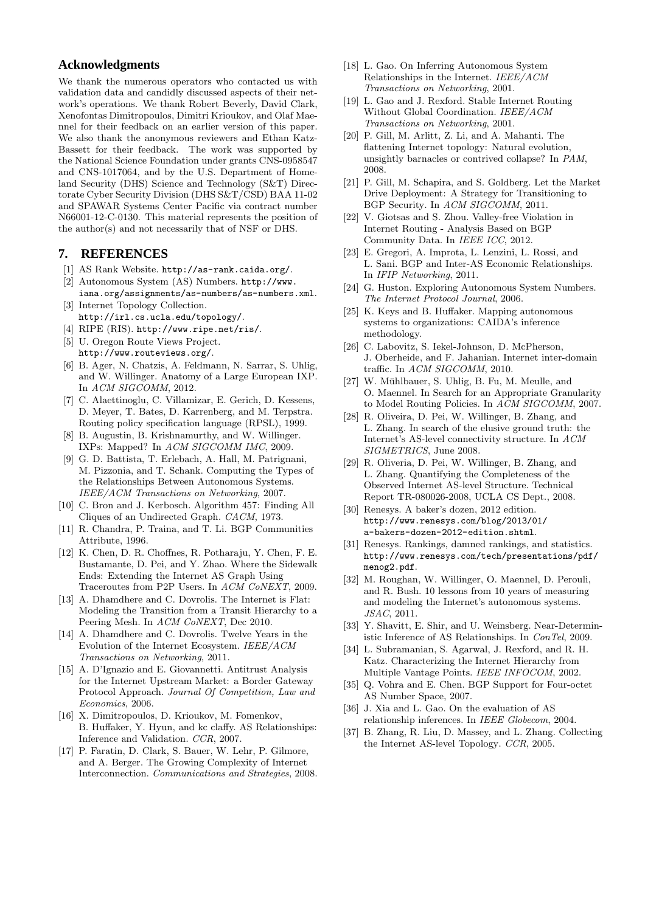## Acknowledgments

We thank the numerous operators who contacted us with validation data and candidly discussed aspects of their network's operations. We thank Robert Beverly, David Clark, Xenofontas Dimitropoulos, Dimitri Krioukov, and Olaf Maennel for their feedback on an earlier version of this paper. We also thank the anonymous reviewers and Ethan Katz-Bassett for their feedback. The work was supported by the National Science Foundation under grants CNS-0958547 and CNS-1017064, and by the U.S. Department of Homeland Security (DHS) Science and Technology (S&T) Directorate Cyber Security Division (DHS S&T/CSD) BAA 11-02 and SPAWAR Systems Center Pacific via contract number N66001-12-C-0130. This material represents the position of the author(s) and not necessarily that of NSF or DHS.

## 7. REFERENCES

- [1] AS Rank Website. http://as-rank.caida.org/.
- [2] Autonomous System (AS) Numbers. http://www.iana.org/assignments/as-numbers/as-numbers.xml.
- [3] Internet Topology Collection. http://irl.cs.ucla.edu/topology/.
- [4] RIPE (RIS). http://www.ripe.net/ris/.
- [5] U. Oregon Route Views Project. http://www.routeviews.org/.
- [6] B. Ager, N. Chatzis, A. Feldmann, N. Sarrar, S. Uhlig, and W. Willinger. Anatomy of a Large European IXP. In *ACM SIGCOMM*, 2012.
- [7] C. Alaettinoglu, C. Villamizar, E. Gerich, D. Kessens, D. Meyer, T. Bates, D. Karrenberg, and M. Terpstra. Routing policy specification language (RPSL), 1999.
- [8] B. Augustin, B. Krishnamurthy, and W. Willinger. IXPs: Mapped? In *ACM SIGCOMM IMC*, 2009.
- [9] G. D. Battista, T. Erlebach, A. Hall, M. Patrignani, M. Pizzonia, and T. Schank. Computing the Types of the Relationships Between Autonomous Systems. *IEEE/ACM Transactions on Networking*, 2007.
- [10] C. Bron and J. Kerbosch. Algorithm 457: Finding All Cliques of an Undirected Graph. *CACM*, 1973.
- [11] R. Chandra, P. Traina, and T. Li. BGP Communities Attribute, 1996.
- [12] K. Chen, D. R. Choffnes, R. Potharaju, Y. Chen, F. E. Bustamante, D. Pei, and Y. Zhao. Where the Sidewalk Ends: Extending the Internet AS Graph Using Traceroutes from P2P Users. In *ACM CoNEXT*, 2009.
- [13] A. Dhamdhere and C. Dovrolis. The Internet is Flat: Modeling the Transition from a Transit Hierarchy to a Peering Mesh. In *ACM CoNEXT*, Dec 2010.
- [14] A. Dhamdhere and C. Dovrolis. Twelve Years in the Evolution of the Internet Ecosystem. *IEEE/ACM Transactions on Networking*, 2011.
- [15] A. D'Ignazio and E. Giovannetti. Antitrust Analysis for the Internet Upstream Market: a Border Gateway Protocol Approach. *Journal Of Competition, Law and Economics*, 2006.
- [16] X. Dimitropoulos, D. Krioukov, M. Fomenkov, B. Huffaker, Y. Hyun, and kc claffy. AS Relationships: Inference and Validation. *CCR*, 2007.
- [17] P. Faratin, D. Clark, S. Bauer, W. Lehr, P. Gilmore, and A. Berger. The Growing Complexity of Internet Interconnection. *Communications and Strategies*, 2008.
- [18] L. Gao. On Inferring Autonomous System Relationships in the Internet. *IEEE/ACM Transactions on Networking*, 2001.
- [19] L. Gao and J. Rexford. Stable Internet Routing Without Global Coordination. *IEEE/ACM Transactions on Networking*, 2001.
- [20] P. Gill, M. Arlitt, Z. Li, and A. Mahanti. The flattening Internet topology: Natural evolution, unsightly barnacles or contrived collapse? In *PAM*, 2008.
- [21] P. Gill, M. Schapira, and S. Goldberg. Let the Market Drive Deployment: A Strategy for Transitioning to BGP Security. In *ACM SIGCOMM*, 2011.
- [22] V. Giotsas and S. Zhou. Valley-free Violation in Internet Routing - Analysis Based on BGP Community Data. In *IEEE ICC*, 2012.
- [23] E. Gregori, A. Improta, L. Lenzini, L. Rossi, and L. Sani. BGP and Inter-AS Economic Relationships. In *IFIP Networking*, 2011.
- [24] G. Huston. Exploring Autonomous System Numbers. *The Internet Protocol Journal*, 2006.
- [25] K. Keys and B. Huffaker. Mapping autonomous systems to organizations: CAIDA's inference methodology.
- [26] C. Labovitz, S. Iekel-Johnson, D. McPherson, J. Oberheide, and F. Jahanian. Internet inter-domain traffic. In *ACM SIGCOMM*, 2010.
- [27] W. Mühlbauer, S. Uhlig, B. Fu, M. Meulle, and O. Maennel. In Search for an Appropriate Granularity to Model Routing Policies. In *ACM SIGCOMM*, 2007.
- [28] R. Oliveira, D. Pei, W. Willinger, B. Zhang, and L. Zhang. In search of the elusive ground truth: the Internet's AS-level connectivity structure. In *ACM SIGMETRICS*, June 2008.
- [29] R. Oliveria, D. Pei, W. Willinger, B. Zhang, and L. Zhang. Quantifying the Completeness of the Observed Internet AS-level Structure. Technical Report TR-080026-2008, UCLA CS Dept., 2008.
- [30] Renesys. A baker's dozen, 2012 edition. http://www.renesys.com/blog/2013/01/a-bakers-dozen-2012-edition.shtml.
- [31] Renesys. Rankings, damned rankings, and statistics. http://www.renesys.com/tech/presentations/pdf/menog2.pdf.
- [32] M. Roughan, W. Willinger, O. Maennel, D. Perouli, and R. Bush. 10 lessons from 10 years of measuring and modeling the Internet's autonomous systems. *JSAC*, 2011.
- [33] Y. Shavitt, E. Shir, and U. Weinsberg. Near-Deterministic Inference of AS Relationships. In *ConTel*, 2009.
- [34] L. Subramanian, S. Agarwal, J. Rexford, and R. H. Katz. Characterizing the Internet Hierarchy from Multiple Vantage Points. *IEEE INFOCOM*, 2002.
- [35] Q. Vohra and E. Chen. BGP Support for Four-octet AS Number Space, 2007.
- [36] J. Xia and L. Gao. On the evaluation of AS relationship inferences. In *IEEE Globecom*, 2004.
- [37] B. Zhang, R. Liu, D. Massey, and L. Zhang. Collecting the Internet AS-level Topology. *CCR*, 2005.